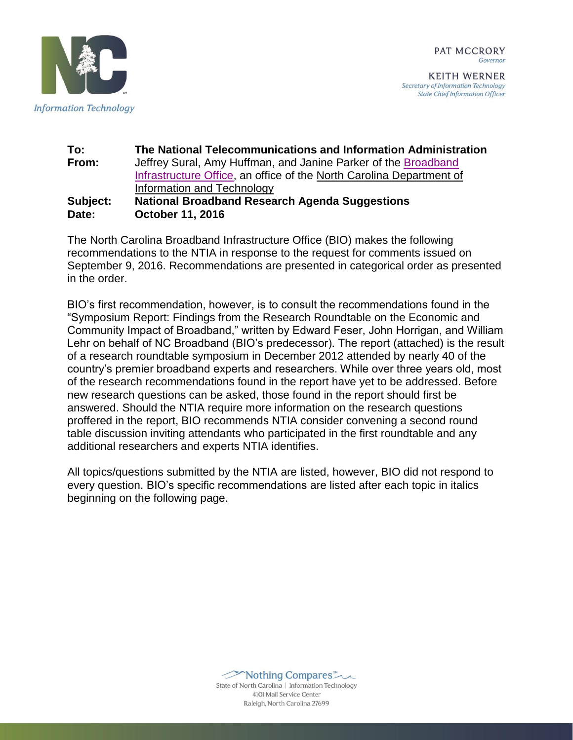PAT MCCRORY
*Governor*

KEITH WERNER
*Secretary of Information Technology*
*State Chief Information Officer*

**To:** **The National Telecommunications and Information Administration**
**From:** Jeffrey Sural, Amy Huffman, and Janine Parker of the Broadband Infrastructure Office, an office of the North Carolina Department of Information and Technology
**Subject:** **National Broadband Research Agenda Suggestions**
**Date:** **October 11, 2016**

The North Carolina Broadband Infrastructure Office (BIO) makes the following recommendations to the NTIA in response to the request for comments issued on September 9, 2016. Recommendations are presented in categorical order as presented in the order.

BIO's first recommendation, however, is to consult the recommendations found in the "Symposium Report: Findings from the Research Roundtable on the Economic and Community Impact of Broadband," written by Edward Feser, John Horrigan, and William Lehr on behalf of NC Broadband (BIO's predecessor). The report (attached) is the result of a research roundtable symposium in December 2012 attended by nearly 40 of the country's premier broadband experts and researchers. While over three years old, most of the research recommendations found in the report have yet to be addressed. Before new research questions can be asked, those found in the report should first be answered. Should the NTIA require more information on the research questions proffered in the report, BIO recommends NTIA consider convening a second round table discussion inviting attendants who participated in the first roundtable and any additional researchers and experts NTIA identifies.

All topics/questions submitted by the NTIA are listed, however, BIO did not respond to every question. BIO's specific recommendations are listed after each topic in italics beginning on the following page.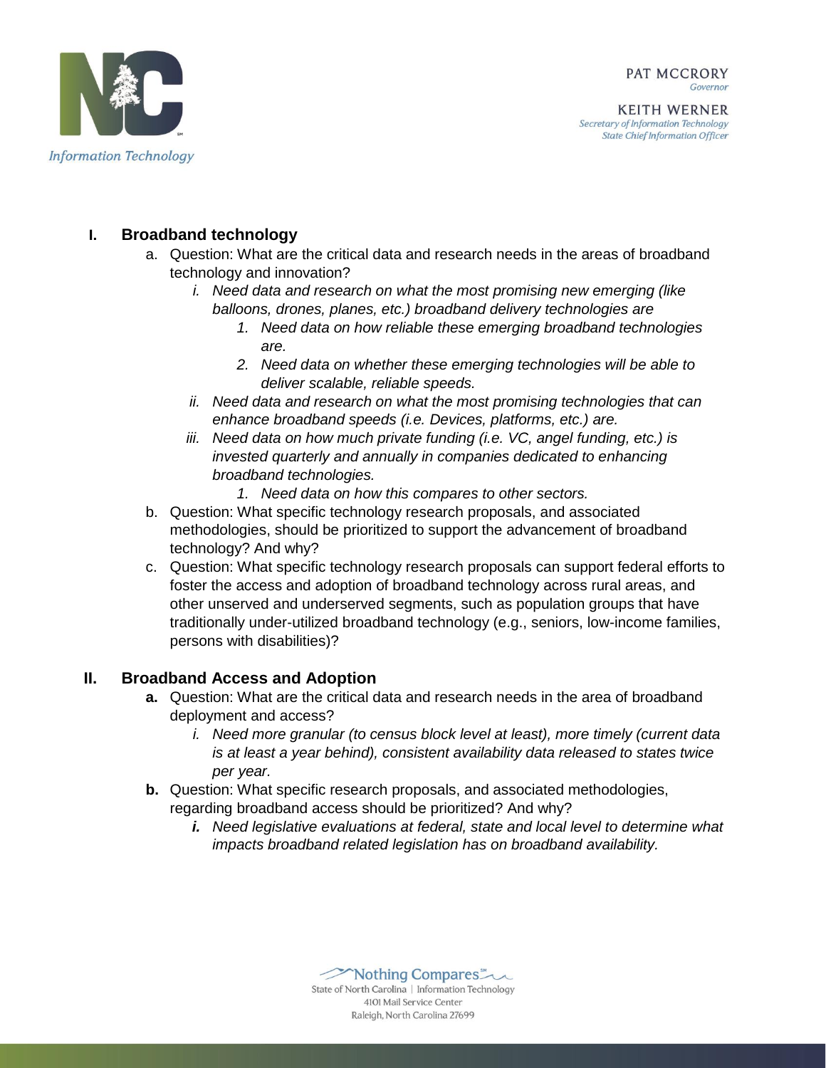## I. Broadband technology

a. Question: What are the critical data and research needs in the areas of broadband technology and innovation?

   i. *Need data and research on what the most promising new emerging (like balloons, drones, planes, etc.) broadband delivery technologies are*

      1. *Need data on how reliable these emerging broadband technologies are.*
      2. *Need data on whether these emerging technologies will be able to deliver scalable, reliable speeds.*

   ii. *Need data and research on what the most promising technologies that can enhance broadband speeds (i.e. Devices, platforms, etc.) are.*

   iii. *Need data on how much private funding (i.e. VC, angel funding, etc.) is invested quarterly and annually in companies dedicated to enhancing broadband technologies.*

      1. *Need data on how this compares to other sectors.*

b. Question: What specific technology research proposals, and associated methodologies, should be prioritized to support the advancement of broadband technology? And why?

c. Question: What specific technology research proposals can support federal efforts to foster the access and adoption of broadband technology across rural areas, and other unserved and underserved segments, such as population groups that have traditionally under-utilized broadband technology (e.g., seniors, low-income families, persons with disabilities)?

## II. Broadband Access and Adoption

**a.** Question: What are the critical data and research needs in the area of broadband deployment and access?

   i. *Need more granular (to census block level at least), more timely (current data is at least a year behind), consistent availability data released to states twice per year.*

**b.** Question: What specific research proposals, and associated methodologies, regarding broadband access should be prioritized? And why?

   ***i.*** *Need legislative evaluations at federal, state and local level to determine what impacts broadband related legislation has on broadband availability.*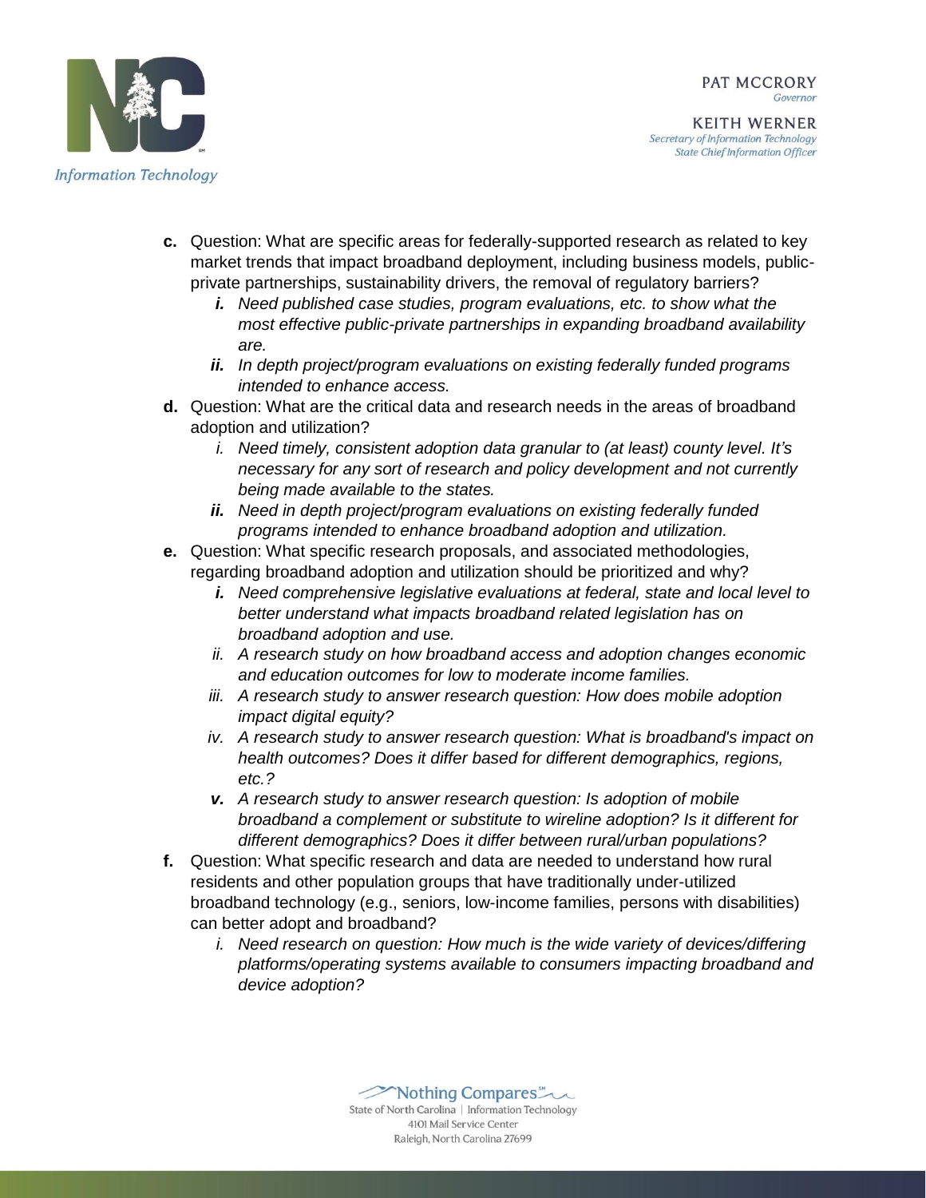c. Question: What are specific areas for federally-supported research as related to key market trends that impact broadband deployment, including business models, public-private partnerships, sustainability drivers, the removal of regulatory barriers?
   - ***i.*** *Need published case studies, program evaluations, etc. to show what the most effective public-private partnerships in expanding broadband availability are.*
   - ***ii.*** *In depth project/program evaluations on existing federally funded programs intended to enhance access.*

d. Question: What are the critical data and research needs in the areas of broadband adoption and utilization?
   - *i. Need timely, consistent adoption data granular to (at least) county level. It's necessary for any sort of research and policy development and not currently being made available to the states.*
   - ***ii.*** *Need in depth project/program evaluations on existing federally funded programs intended to enhance broadband adoption and utilization.*

e. Question: What specific research proposals, and associated methodologies, regarding broadband adoption and utilization should be prioritized and why?
   - ***i.*** *Need comprehensive legislative evaluations at federal, state and local level to better understand what impacts broadband related legislation has on broadband adoption and use.*
   - *ii. A research study on how broadband access and adoption changes economic and education outcomes for low to moderate income families.*
   - *iii. A research study to answer research question: How does mobile adoption impact digital equity?*
   - *iv. A research study to answer research question: What is broadband's impact on health outcomes? Does it differ based for different demographics, regions, etc.?*
   - ***v.*** *A research study to answer research question: Is adoption of mobile broadband a complement or substitute to wireline adoption? Is it different for different demographics? Does it differ between rural/urban populations?*

f. Question: What specific research and data are needed to understand how rural residents and other population groups that have traditionally under-utilized broadband technology (e.g., seniors, low-income families, persons with disabilities) can better adopt and broadband?
   - *i. Need research on question: How much is the wide variety of devices/differing platforms/operating systems available to consumers impacting broadband and device adoption?*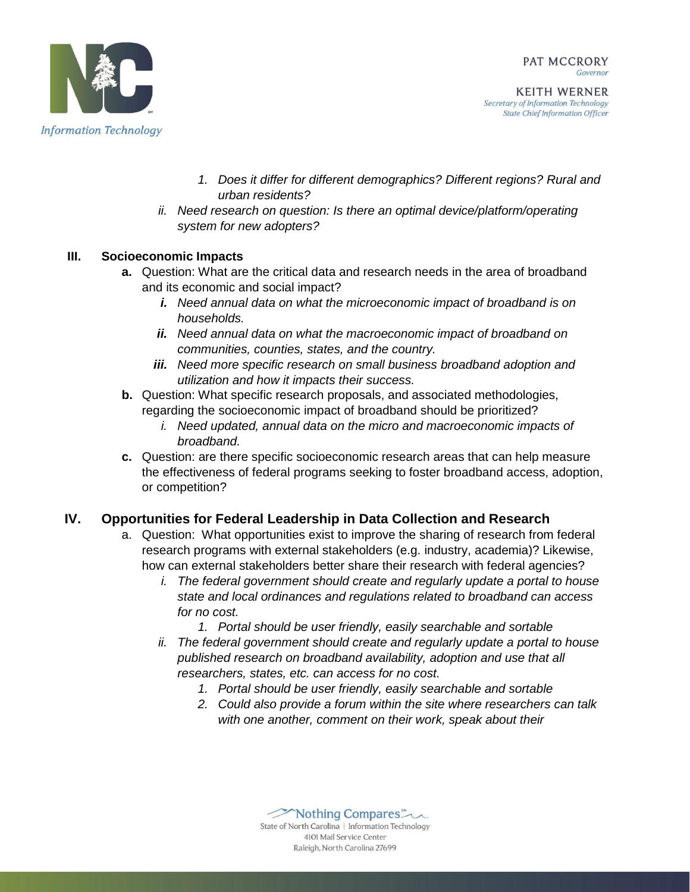1. *Does it differ for different demographics? Different regions? Rural and urban residents?*

ii. *Need research on question: Is there an optimal device/platform/operating system for new adopters?*

**III. Socioeconomic Impacts**

**a.** Question: What are the critical data and research needs in the area of broadband and its economic and social impact?

***i.*** *Need annual data on what the microeconomic impact of broadband is on households.*

***ii.*** *Need annual data on what the macroeconomic impact of broadband on communities, counties, states, and the country.*

***iii.*** *Need more specific research on small business broadband adoption and utilization and how it impacts their success.*

**b.** Question: What specific research proposals, and associated methodologies, regarding the socioeconomic impact of broadband should be prioritized?

i. *Need updated, annual data on the micro and macroeconomic impacts of broadband.*

**c.** Question: are there specific socioeconomic research areas that can help measure the effectiveness of federal programs seeking to foster broadband access, adoption, or competition?

## IV. Opportunities for Federal Leadership in Data Collection and Research

a. Question: What opportunities exist to improve the sharing of research from federal research programs with external stakeholders (e.g. industry, academia)? Likewise, how can external stakeholders better share their research with federal agencies?

i. *The federal government should create and regularly update a portal to house state and local ordinances and regulations related to broadband can access for no cost.*

1. *Portal should be user friendly, easily searchable and sortable*

ii. *The federal government should create and regularly update a portal to house published research on broadband availability, adoption and use that all researchers, states, etc. can access for no cost.*

1. *Portal should be user friendly, easily searchable and sortable*
2. *Could also provide a forum within the site where researchers can talk with one another, comment on their work, speak about their*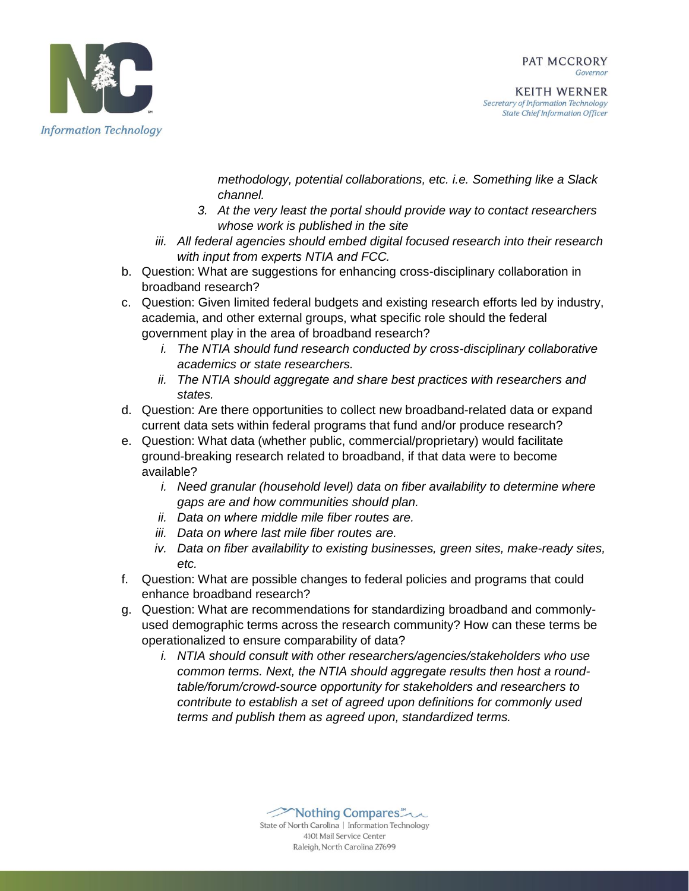*methodology, potential collaborations, etc. i.e. Something like a Slack channel.*

3. *At the very least the portal should provide way to contact researchers whose work is published in the site*

iii. *All federal agencies should embed digital focused research into their research with input from experts NTIA and FCC.*

b. Question: What are suggestions for enhancing cross-disciplinary collaboration in broadband research?

c. Question: Given limited federal budgets and existing research efforts led by industry, academia, and other external groups, what specific role should the federal government play in the area of broadband research?

   i. *The NTIA should fund research conducted by cross-disciplinary collaborative academics or state researchers.*

   ii. *The NTIA should aggregate and share best practices with researchers and states.*

d. Question: Are there opportunities to collect new broadband-related data or expand current data sets within federal programs that fund and/or produce research?

e. Question: What data (whether public, commercial/proprietary) would facilitate ground-breaking research related to broadband, if that data were to become available?

   i. *Need granular (household level) data on fiber availability to determine where gaps are and how communities should plan.*

   ii. *Data on where middle mile fiber routes are.*

   iii. *Data on where last mile fiber routes are.*

   iv. *Data on fiber availability to existing businesses, green sites, make-ready sites, etc.*

f. Question: What are possible changes to federal policies and programs that could enhance broadband research?

g. Question: What are recommendations for standardizing broadband and commonly-used demographic terms across the research community? How can these terms be operationalized to ensure comparability of data?

   i. *NTIA should consult with other researchers/agencies/stakeholders who use common terms. Next, the NTIA should aggregate results then host a round-table/forum/crowd-source opportunity for stakeholders and researchers to contribute to establish a set of agreed upon definitions for commonly used terms and publish them as agreed upon, standardized terms.*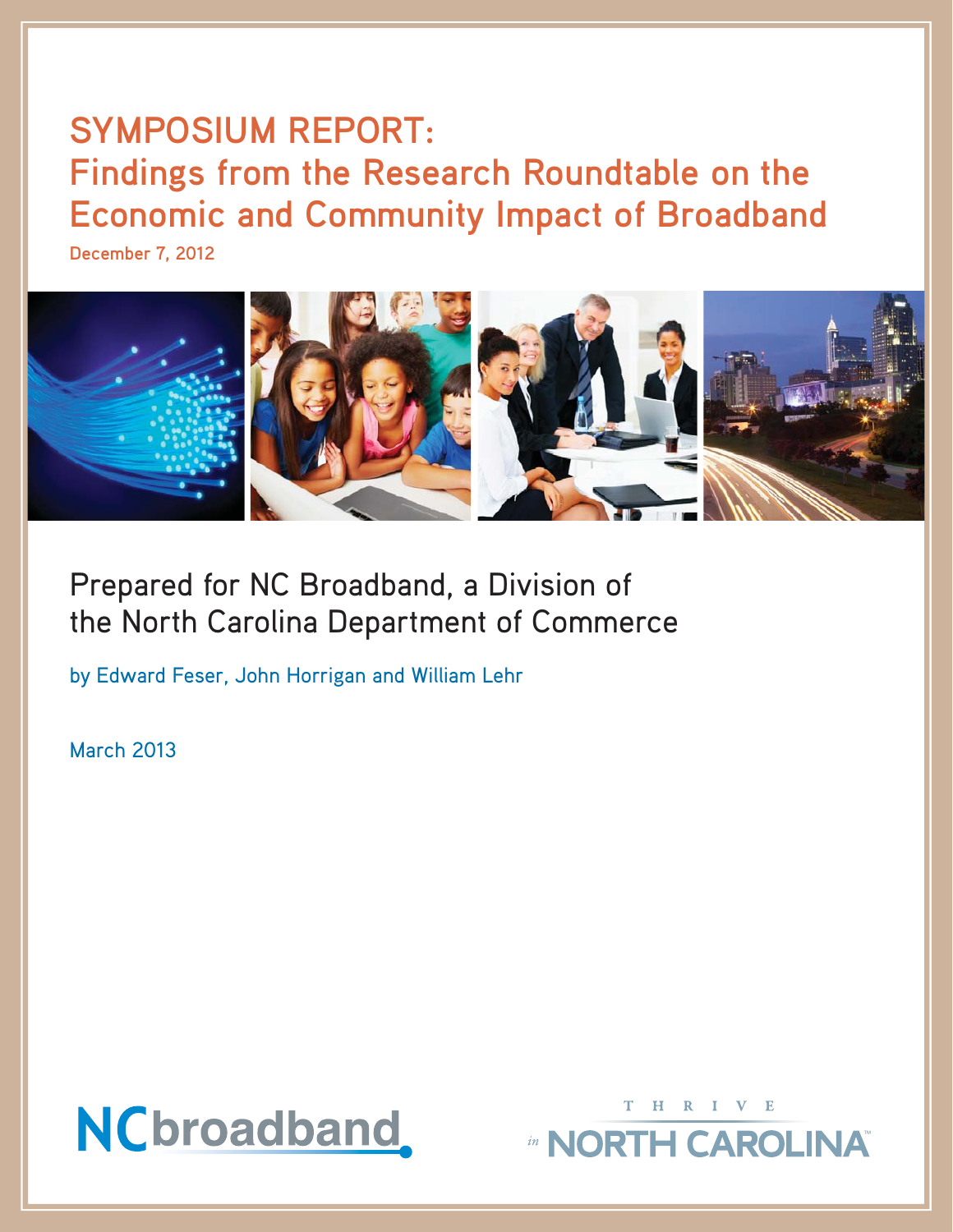# SYMPOSIUM REPORT:
# Findings from the Research Roundtable on the Economic and Community Impact of Broadband

**December 7, 2012**

Prepared for NC Broadband, a Division of the North Carolina Department of Commerce

by Edward Feser, John Horrigan and William Lehr

March 2013

NCbroadband

THRIVE in NORTH CAROLINA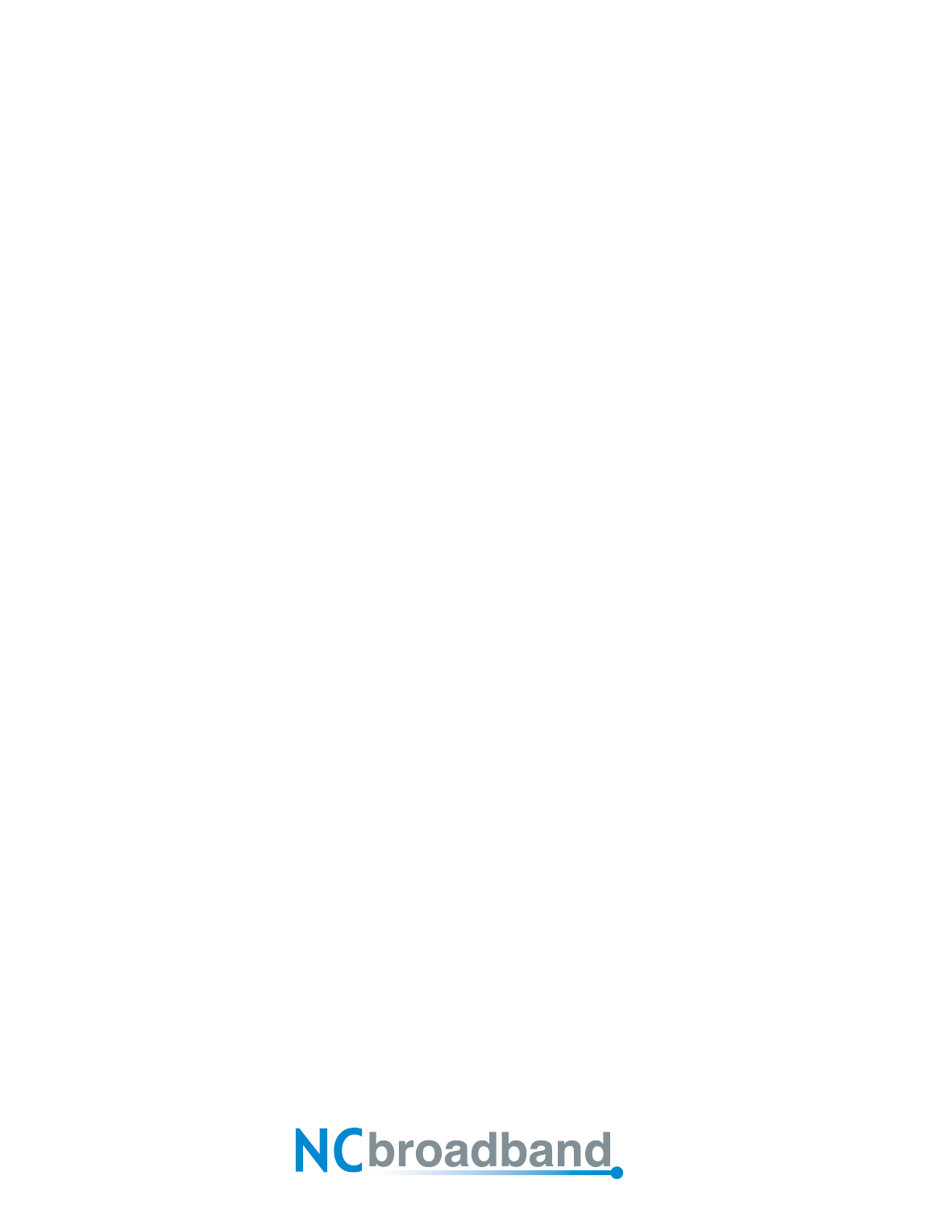NCbroadband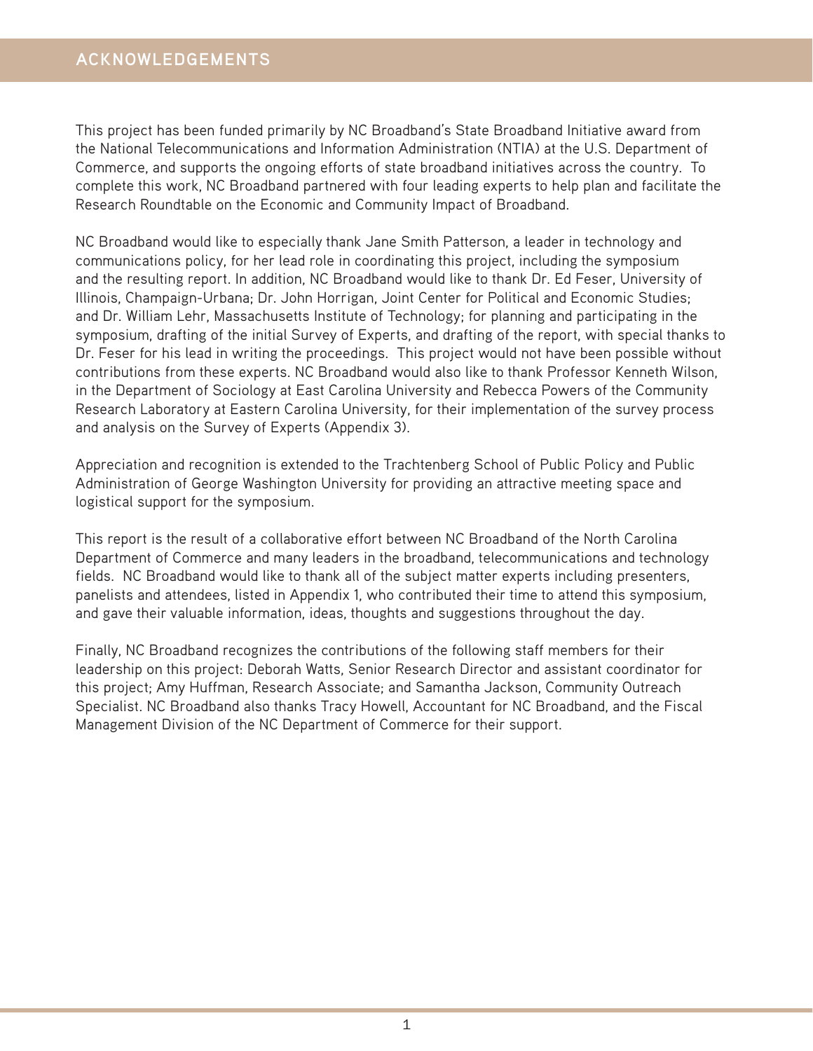## ACKNOWLEDGEMENTS

This project has been funded primarily by NC Broadband's State Broadband Initiative award from the National Telecommunications and Information Administration (NTIA) at the U.S. Department of Commerce, and supports the ongoing efforts of state broadband initiatives across the country. To complete this work, NC Broadband partnered with four leading experts to help plan and facilitate the Research Roundtable on the Economic and Community Impact of Broadband.

NC Broadband would like to especially thank Jane Smith Patterson, a leader in technology and communications policy, for her lead role in coordinating this project, including the symposium and the resulting report. In addition, NC Broadband would like to thank Dr. Ed Feser, University of Illinois, Champaign-Urbana; Dr. John Horrigan, Joint Center for Political and Economic Studies; and Dr. William Lehr, Massachusetts Institute of Technology; for planning and participating in the symposium, drafting of the initial Survey of Experts, and drafting of the report, with special thanks to Dr. Feser for his lead in writing the proceedings. This project would not have been possible without contributions from these experts. NC Broadband would also like to thank Professor Kenneth Wilson, in the Department of Sociology at East Carolina University and Rebecca Powers of the Community Research Laboratory at Eastern Carolina University, for their implementation of the survey process and analysis on the Survey of Experts (Appendix 3).

Appreciation and recognition is extended to the Trachtenberg School of Public Policy and Public Administration of George Washington University for providing an attractive meeting space and logistical support for the symposium.

This report is the result of a collaborative effort between NC Broadband of the North Carolina Department of Commerce and many leaders in the broadband, telecommunications and technology fields. NC Broadband would like to thank all of the subject matter experts including presenters, panelists and attendees, listed in Appendix 1, who contributed their time to attend this symposium, and gave their valuable information, ideas, thoughts and suggestions throughout the day.

Finally, NC Broadband recognizes the contributions of the following staff members for their leadership on this project: Deborah Watts, Senior Research Director and assistant coordinator for this project; Amy Huffman, Research Associate; and Samantha Jackson, Community Outreach Specialist. NC Broadband also thanks Tracy Howell, Accountant for NC Broadband, and the Fiscal Management Division of the NC Department of Commerce for their support.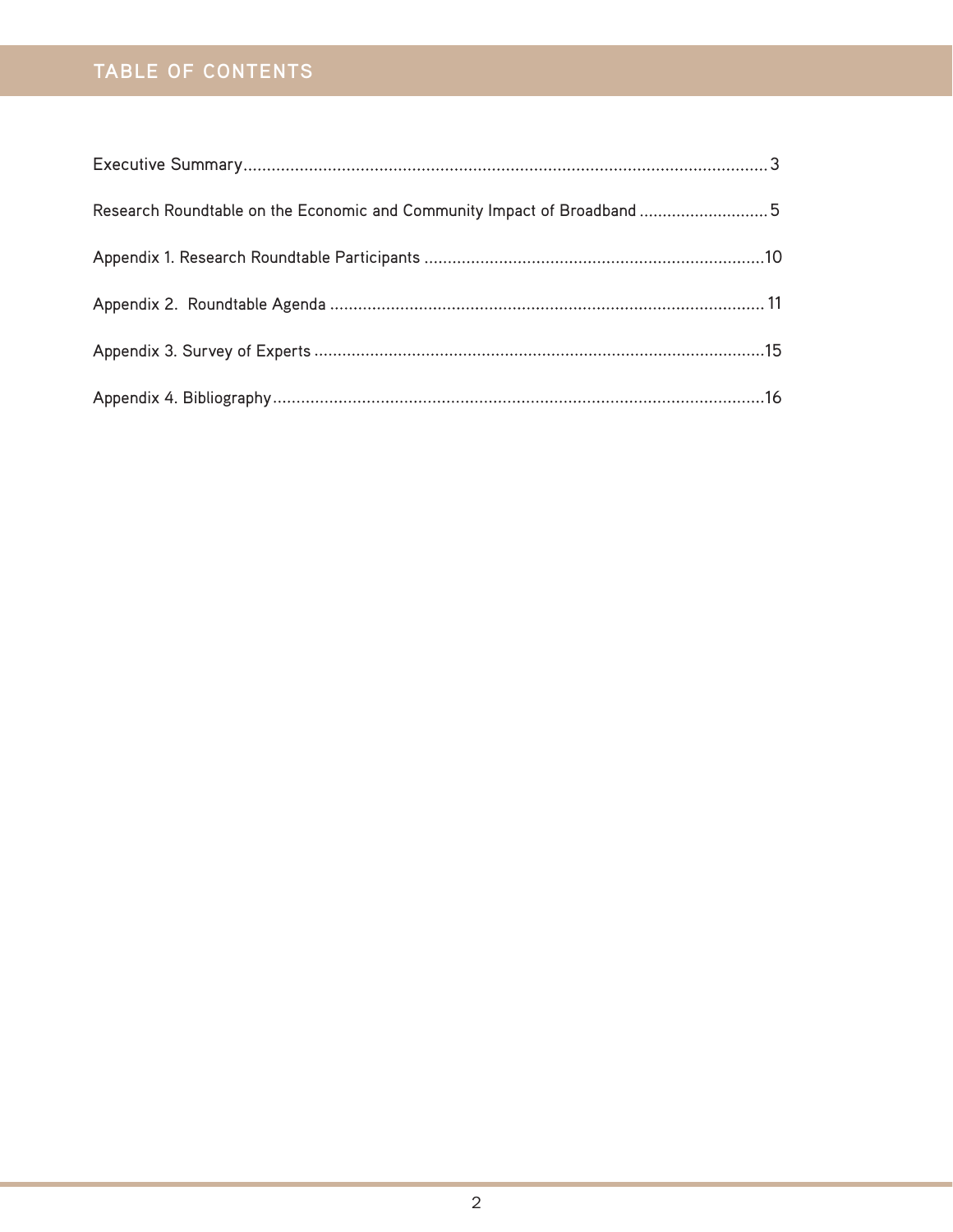# TABLE OF CONTENTS

Executive Summary ........................................................................................................ 3

Research Roundtable on the Economic and Community Impact of Broadband ............................ 5

Appendix 1. Research Roundtable Participants ........................................................................ 10

Appendix 2. Roundtable Agenda ............................................................................................ 11

Appendix 3. Survey of Experts ................................................................................................ 15

Appendix 4. Bibliography ........................................................................................................ 16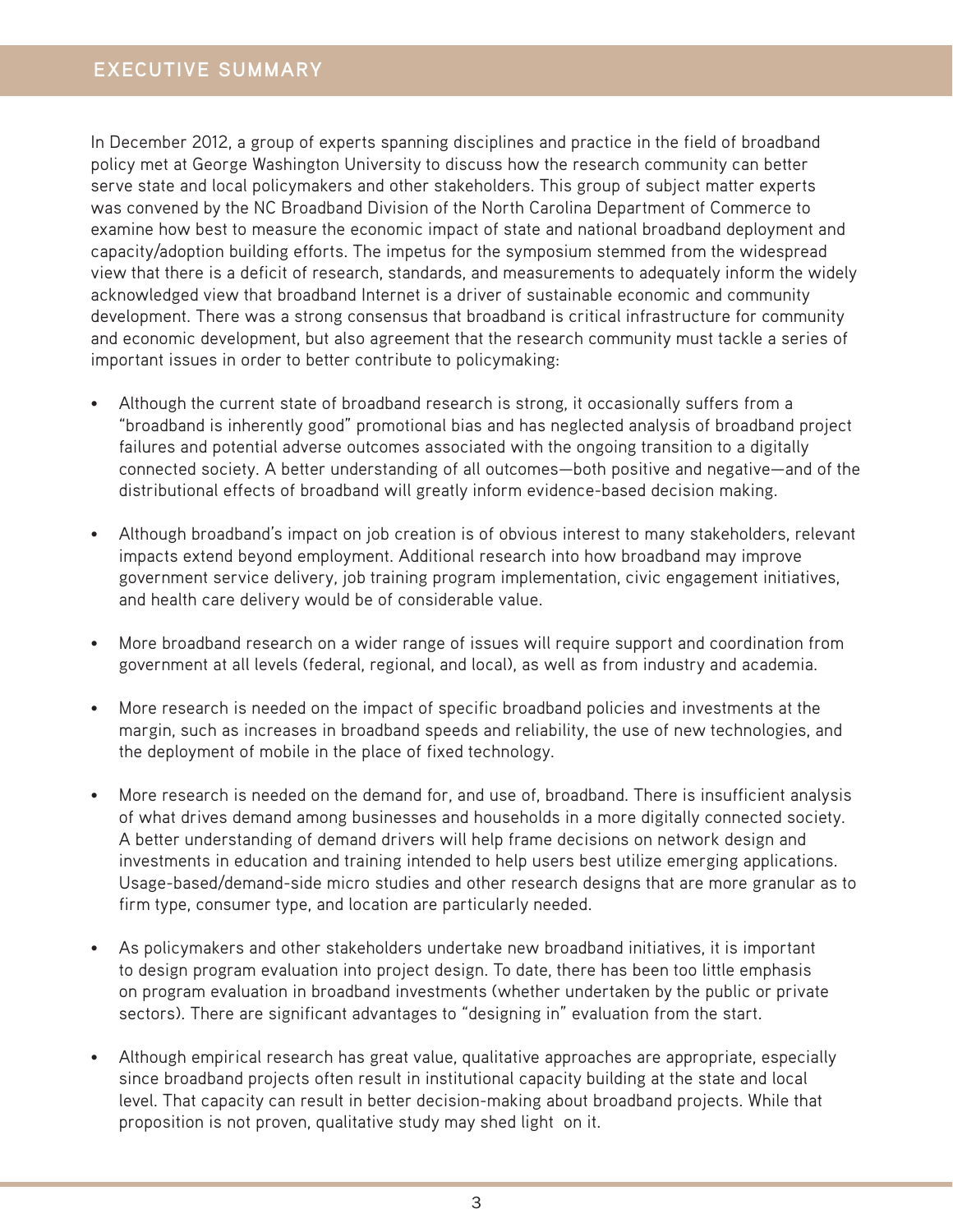## EXECUTIVE SUMMARY

In December 2012, a group of experts spanning disciplines and practice in the field of broadband policy met at George Washington University to discuss how the research community can better serve state and local policymakers and other stakeholders. This group of subject matter experts was convened by the NC Broadband Division of the North Carolina Department of Commerce to examine how best to measure the economic impact of state and national broadband deployment and capacity/adoption building efforts. The impetus for the symposium stemmed from the widespread view that there is a deficit of research, standards, and measurements to adequately inform the widely acknowledged view that broadband Internet is a driver of sustainable economic and community development. There was a strong consensus that broadband is critical infrastructure for community and economic development, but also agreement that the research community must tackle a series of important issues in order to better contribute to policymaking:

- Although the current state of broadband research is strong, it occasionally suffers from a "broadband is inherently good" promotional bias and has neglected analysis of broadband project failures and potential adverse outcomes associated with the ongoing transition to a digitally connected society. A better understanding of all outcomes—both positive and negative—and of the distributional effects of broadband will greatly inform evidence-based decision making.

- Although broadband's impact on job creation is of obvious interest to many stakeholders, relevant impacts extend beyond employment. Additional research into how broadband may improve government service delivery, job training program implementation, civic engagement initiatives, and health care delivery would be of considerable value.

- More broadband research on a wider range of issues will require support and coordination from government at all levels (federal, regional, and local), as well as from industry and academia.

- More research is needed on the impact of specific broadband policies and investments at the margin, such as increases in broadband speeds and reliability, the use of new technologies, and the deployment of mobile in the place of fixed technology.

- More research is needed on the demand for, and use of, broadband. There is insufficient analysis of what drives demand among businesses and households in a more digitally connected society. A better understanding of demand drivers will help frame decisions on network design and investments in education and training intended to help users best utilize emerging applications. Usage-based/demand-side micro studies and other research designs that are more granular as to firm type, consumer type, and location are particularly needed.

- As policymakers and other stakeholders undertake new broadband initiatives, it is important to design program evaluation into project design. To date, there has been too little emphasis on program evaluation in broadband investments (whether undertaken by the public or private sectors). There are significant advantages to "designing in" evaluation from the start.

- Although empirical research has great value, qualitative approaches are appropriate, especially since broadband projects often result in institutional capacity building at the state and local level. That capacity can result in better decision-making about broadband projects. While that proposition is not proven, qualitative study may shed light on it.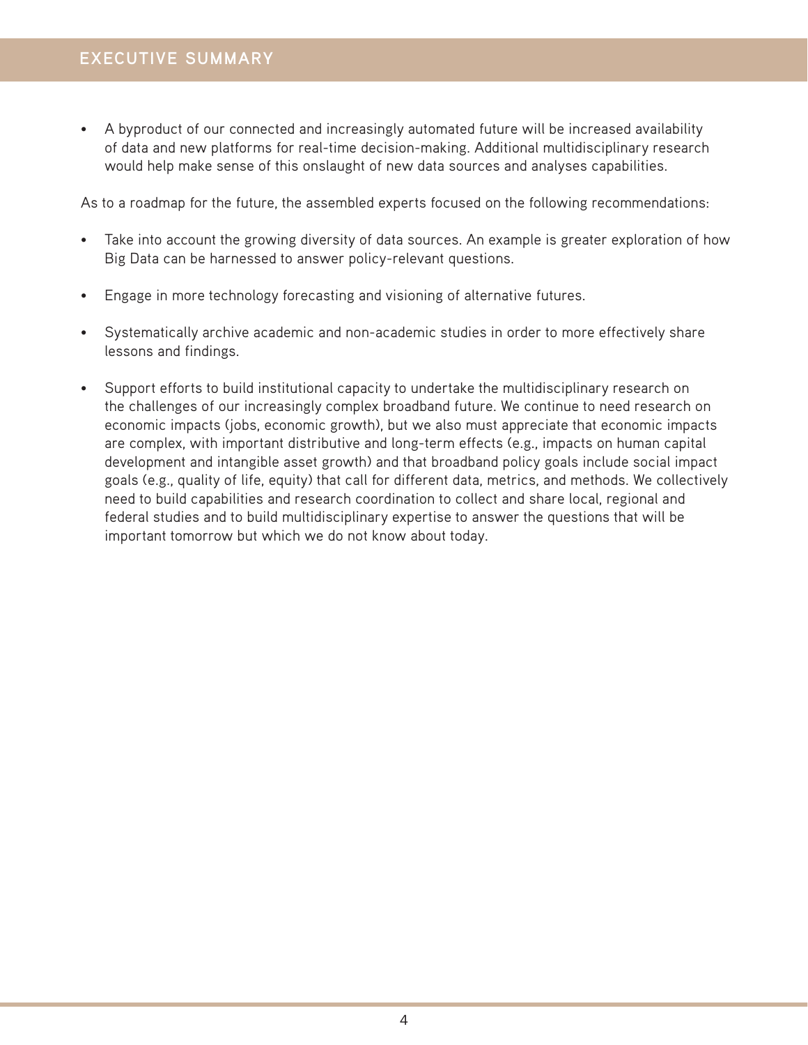## EXECUTIVE SUMMARY

- A byproduct of our connected and increasingly automated future will be increased availability of data and new platforms for real-time decision-making. Additional multidisciplinary research would help make sense of this onslaught of new data sources and analyses capabilities.

As to a roadmap for the future, the assembled experts focused on the following recommendations:

- Take into account the growing diversity of data sources. An example is greater exploration of how Big Data can be harnessed to answer policy-relevant questions.
- Engage in more technology forecasting and visioning of alternative futures.
- Systematically archive academic and non-academic studies in order to more effectively share lessons and findings.
- Support efforts to build institutional capacity to undertake the multidisciplinary research on the challenges of our increasingly complex broadband future. We continue to need research on economic impacts (jobs, economic growth), but we also must appreciate that economic impacts are complex, with important distributive and long-term effects (e.g., impacts on human capital development and intangible asset growth) and that broadband policy goals include social impact goals (e.g., quality of life, equity) that call for different data, metrics, and methods. We collectively need to build capabilities and research coordination to collect and share local, regional and federal studies and to build multidisciplinary expertise to answer the questions that will be important tomorrow but which we do not know about today.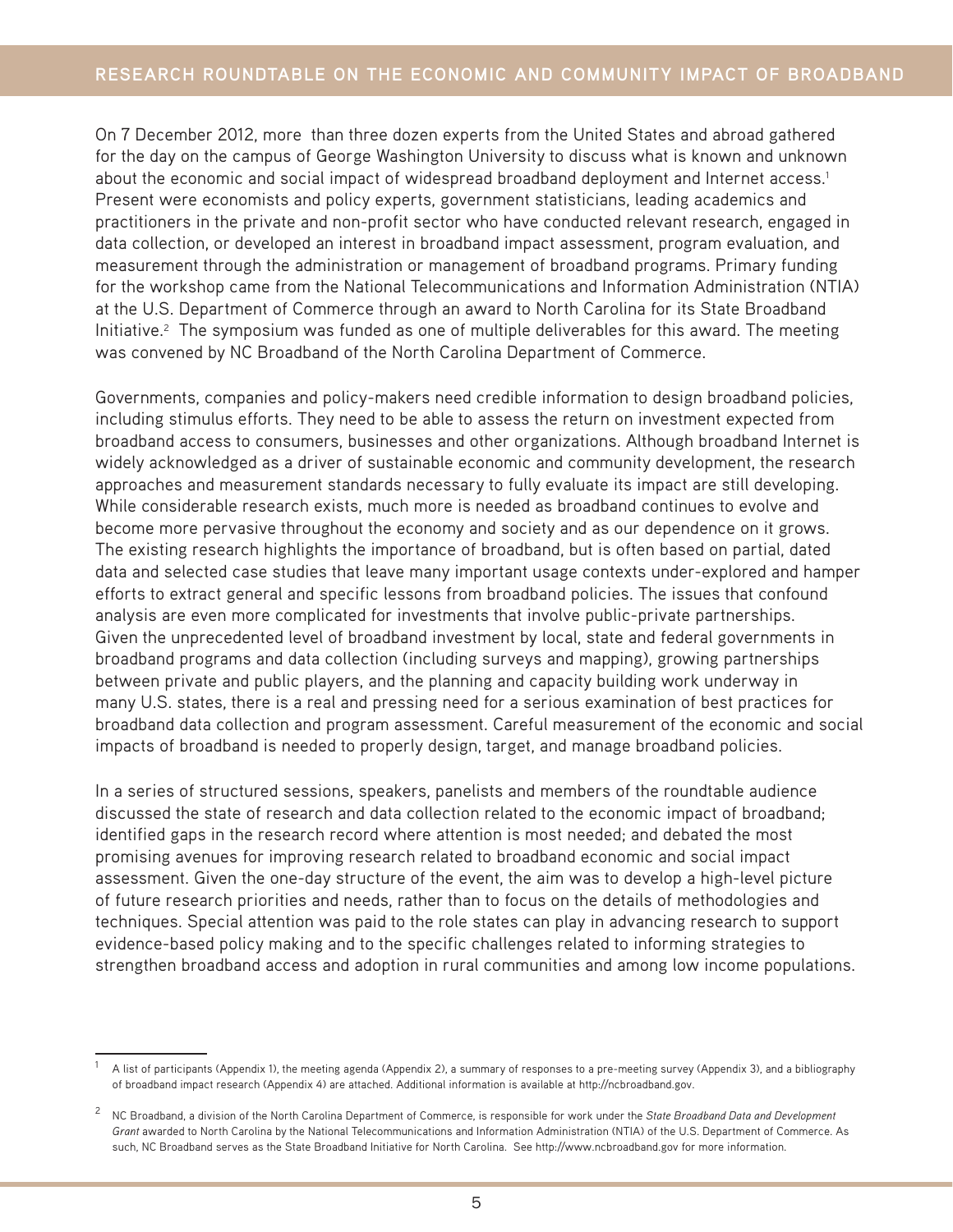On 7 December 2012, more than three dozen experts from the United States and abroad gathered for the day on the campus of George Washington University to discuss what is known and unknown about the economic and social impact of widespread broadband deployment and Internet access.[1] Present were economists and policy experts, government statisticians, leading academics and practitioners in the private and non-profit sector who have conducted relevant research, engaged in data collection, or developed an interest in broadband impact assessment, program evaluation, and measurement through the administration or management of broadband programs. Primary funding for the workshop came from the National Telecommunications and Information Administration (NTIA) at the U.S. Department of Commerce through an award to North Carolina for its State Broadband Initiative.[2] The symposium was funded as one of multiple deliverables for this award. The meeting was convened by NC Broadband of the North Carolina Department of Commerce.

Governments, companies and policy-makers need credible information to design broadband policies, including stimulus efforts. They need to be able to assess the return on investment expected from broadband access to consumers, businesses and other organizations. Although broadband Internet is widely acknowledged as a driver of sustainable economic and community development, the research approaches and measurement standards necessary to fully evaluate its impact are still developing. While considerable research exists, much more is needed as broadband continues to evolve and become more pervasive throughout the economy and society and as our dependence on it grows. The existing research highlights the importance of broadband, but is often based on partial, dated data and selected case studies that leave many important usage contexts under-explored and hamper efforts to extract general and specific lessons from broadband policies. The issues that confound analysis are even more complicated for investments that involve public-private partnerships. Given the unprecedented level of broadband investment by local, state and federal governments in broadband programs and data collection (including surveys and mapping), growing partnerships between private and public players, and the planning and capacity building work underway in many U.S. states, there is a real and pressing need for a serious examination of best practices for broadband data collection and program assessment. Careful measurement of the economic and social impacts of broadband is needed to properly design, target, and manage broadband policies.

In a series of structured sessions, speakers, panelists and members of the roundtable audience discussed the state of research and data collection related to the economic impact of broadband; identified gaps in the research record where attention is most needed; and debated the most promising avenues for improving research related to broadband economic and social impact assessment. Given the one-day structure of the event, the aim was to develop a high-level picture of future research priorities and needs, rather than to focus on the details of methodologies and techniques. Special attention was paid to the role states can play in advancing research to support evidence-based policy making and to the specific challenges related to informing strategies to strengthen broadband access and adoption in rural communities and among low income populations.

---

[1] A list of participants (Appendix 1), the meeting agenda (Appendix 2), a summary of responses to a pre-meeting survey (Appendix 3), and a bibliography of broadband impact research (Appendix 4) are attached. Additional information is available at http://ncbroadband.gov.

[2] NC Broadband, a division of the North Carolina Department of Commerce, is responsible for work under the *State Broadband Data and Development Grant* awarded to North Carolina by the National Telecommunications and Information Administration (NTIA) of the U.S. Department of Commerce. As such, NC Broadband serves as the State Broadband Initiative for North Carolina. See http://www.ncbroadband.gov for more information.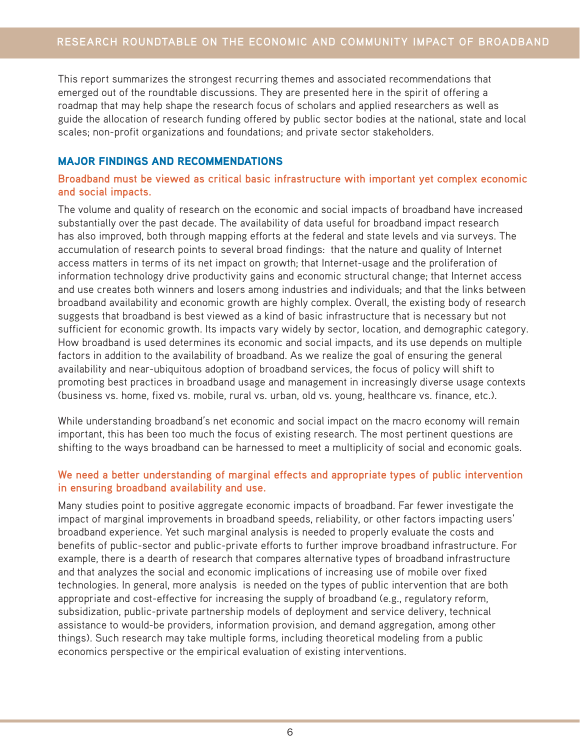This report summarizes the strongest recurring themes and associated recommendations that emerged out of the roundtable discussions. They are presented here in the spirit of offering a roadmap that may help shape the research focus of scholars and applied researchers as well as guide the allocation of research funding offered by public sector bodies at the national, state and local scales; non-profit organizations and foundations; and private sector stakeholders.

## MAJOR FINDINGS AND RECOMMENDATIONS

### Broadband must be viewed as critical basic infrastructure with important yet complex economic and social impacts.

The volume and quality of research on the economic and social impacts of broadband have increased substantially over the past decade. The availability of data useful for broadband impact research has also improved, both through mapping efforts at the federal and state levels and via surveys. The accumulation of research points to several broad findings: that the nature and quality of Internet access matters in terms of its net impact on growth; that Internet-usage and the proliferation of information technology drive productivity gains and economic structural change; that Internet access and use creates both winners and losers among industries and individuals; and that the links between broadband availability and economic growth are highly complex. Overall, the existing body of research suggests that broadband is best viewed as a kind of basic infrastructure that is necessary but not sufficient for economic growth. Its impacts vary widely by sector, location, and demographic category. How broadband is used determines its economic and social impacts, and its use depends on multiple factors in addition to the availability of broadband. As we realize the goal of ensuring the general availability and near-ubiquitous adoption of broadband services, the focus of policy will shift to promoting best practices in broadband usage and management in increasingly diverse usage contexts (business vs. home, fixed vs. mobile, rural vs. urban, old vs. young, healthcare vs. finance, etc.).

While understanding broadband's net economic and social impact on the macro economy will remain important, this has been too much the focus of existing research. The most pertinent questions are shifting to the ways broadband can be harnessed to meet a multiplicity of social and economic goals.

### We need a better understanding of marginal effects and appropriate types of public intervention in ensuring broadband availability and use.

Many studies point to positive aggregate economic impacts of broadband. Far fewer investigate the impact of marginal improvements in broadband speeds, reliability, or other factors impacting users' broadband experience. Yet such marginal analysis is needed to properly evaluate the costs and benefits of public-sector and public-private efforts to further improve broadband infrastructure. For example, there is a dearth of research that compares alternative types of broadband infrastructure and that analyzes the social and economic implications of increasing use of mobile over fixed technologies. In general, more analysis is needed on the types of public intervention that are both appropriate and cost-effective for increasing the supply of broadband (e.g., regulatory reform, subsidization, public-private partnership models of deployment and service delivery, technical assistance to would-be providers, information provision, and demand aggregation, among other things). Such research may take multiple forms, including theoretical modeling from a public economics perspective or the empirical evaluation of existing interventions.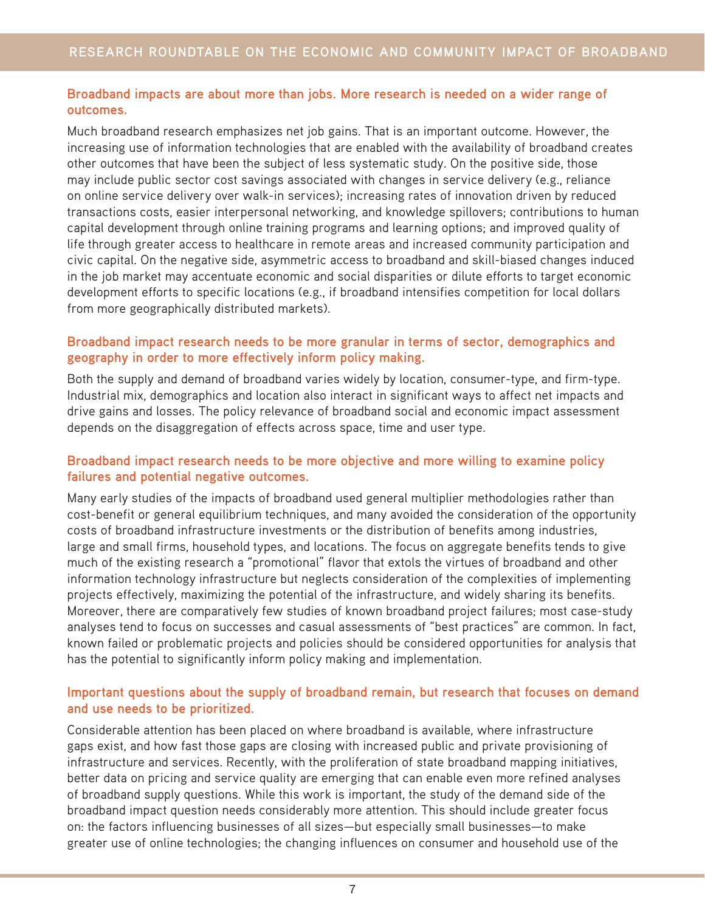### Broadband impacts are about more than jobs. More research is needed on a wider range of outcomes.

Much broadband research emphasizes net job gains. That is an important outcome. However, the increasing use of information technologies that are enabled with the availability of broadband creates other outcomes that have been the subject of less systematic study. On the positive side, those may include public sector cost savings associated with changes in service delivery (e.g., reliance on online service delivery over walk-in services); increasing rates of innovation driven by reduced transactions costs, easier interpersonal networking, and knowledge spillovers; contributions to human capital development through online training programs and learning options; and improved quality of life through greater access to healthcare in remote areas and increased community participation and civic capital. On the negative side, asymmetric access to broadband and skill-biased changes induced in the job market may accentuate economic and social disparities or dilute efforts to target economic development efforts to specific locations (e.g., if broadband intensifies competition for local dollars from more geographically distributed markets).

### Broadband impact research needs to be more granular in terms of sector, demographics and geography in order to more effectively inform policy making.

Both the supply and demand of broadband varies widely by location, consumer-type, and firm-type. Industrial mix, demographics and location also interact in significant ways to affect net impacts and drive gains and losses. The policy relevance of broadband social and economic impact assessment depends on the disaggregation of effects across space, time and user type.

### Broadband impact research needs to be more objective and more willing to examine policy failures and potential negative outcomes.

Many early studies of the impacts of broadband used general multiplier methodologies rather than cost-benefit or general equilibrium techniques, and many avoided the consideration of the opportunity costs of broadband infrastructure investments or the distribution of benefits among industries, large and small firms, household types, and locations. The focus on aggregate benefits tends to give much of the existing research a "promotional" flavor that extols the virtues of broadband and other information technology infrastructure but neglects consideration of the complexities of implementing projects effectively, maximizing the potential of the infrastructure, and widely sharing its benefits. Moreover, there are comparatively few studies of known broadband project failures; most case-study analyses tend to focus on successes and casual assessments of "best practices" are common. In fact, known failed or problematic projects and policies should be considered opportunities for analysis that has the potential to significantly inform policy making and implementation.

### Important questions about the supply of broadband remain, but research that focuses on demand and use needs to be prioritized.

Considerable attention has been placed on where broadband is available, where infrastructure gaps exist, and how fast those gaps are closing with increased public and private provisioning of infrastructure and services. Recently, with the proliferation of state broadband mapping initiatives, better data on pricing and service quality are emerging that can enable even more refined analyses of broadband supply questions. While this work is important, the study of the demand side of the broadband impact question needs considerably more attention. This should include greater focus on: the factors influencing businesses of all sizes—but especially small businesses—to make greater use of online technologies; the changing influences on consumer and household use of the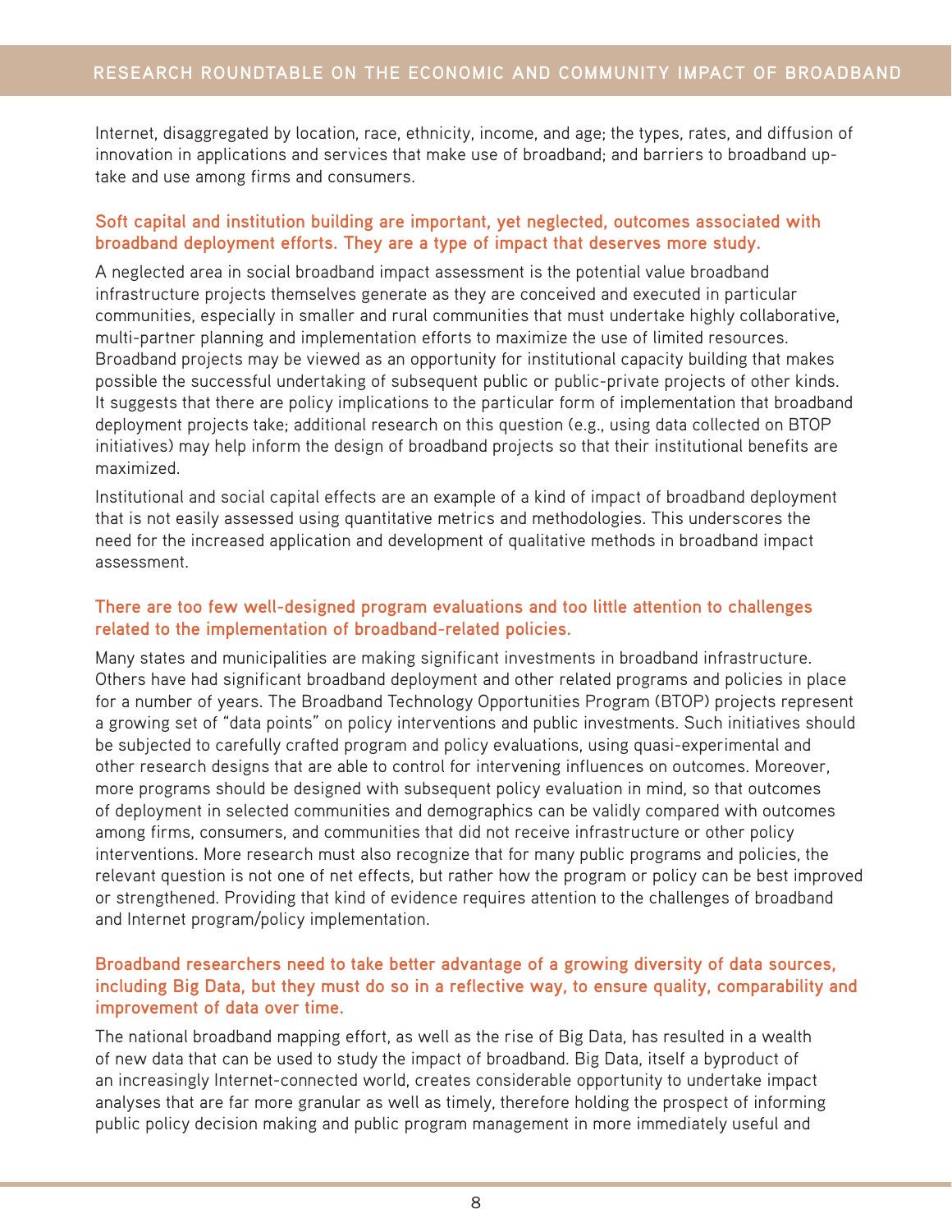Internet, disaggregated by location, race, ethnicity, income, and age; the types, rates, and diffusion of innovation in applications and services that make use of broadband; and barriers to broadband uptake and use among firms and consumers.

### Soft capital and institution building are important, yet neglected, outcomes associated with broadband deployment efforts. They are a type of impact that deserves more study.

A neglected area in social broadband impact assessment is the potential value broadband infrastructure projects themselves generate as they are conceived and executed in particular communities, especially in smaller and rural communities that must undertake highly collaborative, multi-partner planning and implementation efforts to maximize the use of limited resources. Broadband projects may be viewed as an opportunity for institutional capacity building that makes possible the successful undertaking of subsequent public or public-private projects of other kinds. It suggests that there are policy implications to the particular form of implementation that broadband deployment projects take; additional research on this question (e.g., using data collected on BTOP initiatives) may help inform the design of broadband projects so that their institutional benefits are maximized.

Institutional and social capital effects are an example of a kind of impact of broadband deployment that is not easily assessed using quantitative metrics and methodologies. This underscores the need for the increased application and development of qualitative methods in broadband impact assessment.

### There are too few well-designed program evaluations and too little attention to challenges related to the implementation of broadband-related policies.

Many states and municipalities are making significant investments in broadband infrastructure. Others have had significant broadband deployment and other related programs and policies in place for a number of years. The Broadband Technology Opportunities Program (BTOP) projects represent a growing set of "data points" on policy interventions and public investments. Such initiatives should be subjected to carefully crafted program and policy evaluations, using quasi-experimental and other research designs that are able to control for intervening influences on outcomes. Moreover, more programs should be designed with subsequent policy evaluation in mind, so that outcomes of deployment in selected communities and demographics can be validly compared with outcomes among firms, consumers, and communities that did not receive infrastructure or other policy interventions. More research must also recognize that for many public programs and policies, the relevant question is not one of net effects, but rather how the program or policy can be best improved or strengthened. Providing that kind of evidence requires attention to the challenges of broadband and Internet program/policy implementation.

### Broadband researchers need to take better advantage of a growing diversity of data sources, including Big Data, but they must do so in a reflective way, to ensure quality, comparability and improvement of data over time.

The national broadband mapping effort, as well as the rise of Big Data, has resulted in a wealth of new data that can be used to study the impact of broadband. Big Data, itself a byproduct of an increasingly Internet-connected world, creates considerable opportunity to undertake impact analyses that are far more granular as well as timely, therefore holding the prospect of informing public policy decision making and public program management in more immediately useful and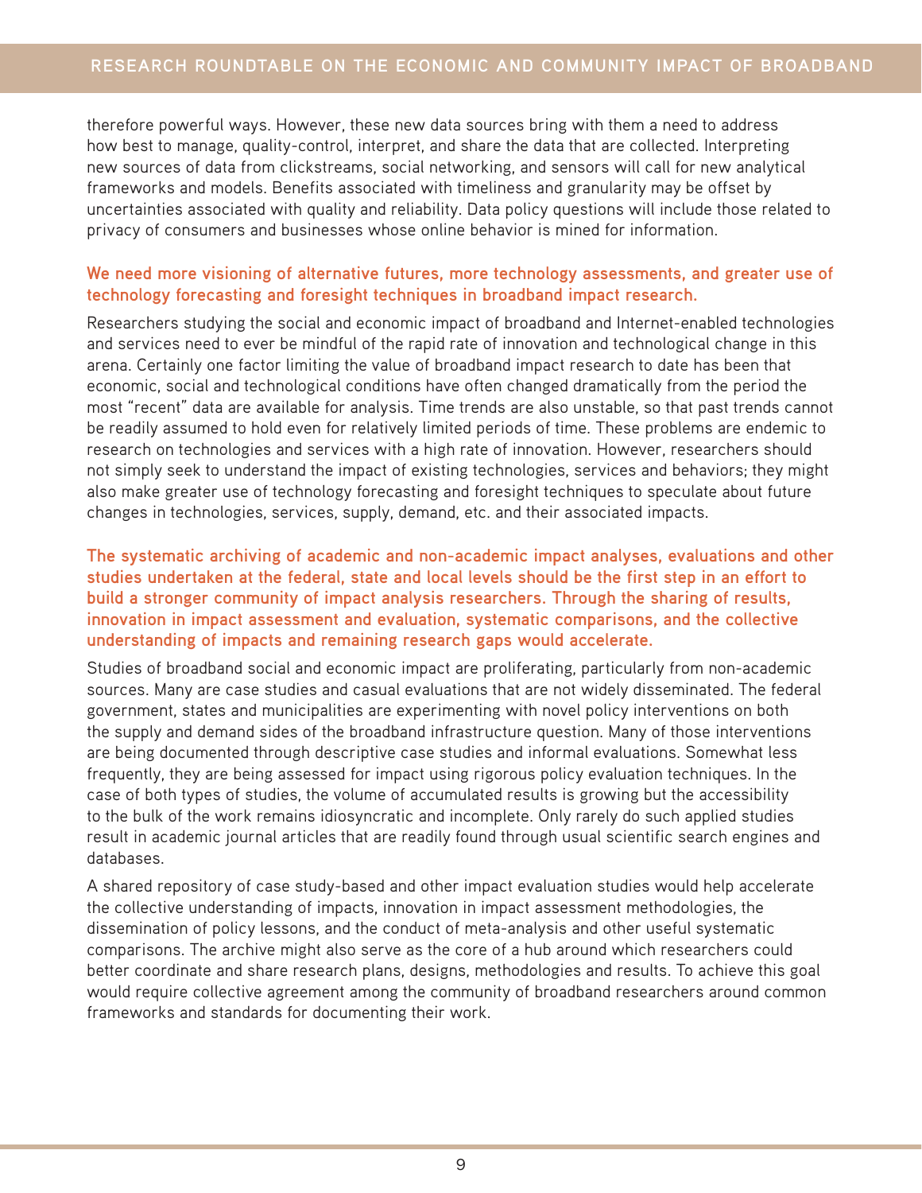therefore powerful ways. However, these new data sources bring with them a need to address how best to manage, quality-control, interpret, and share the data that are collected. Interpreting new sources of data from clickstreams, social networking, and sensors will call for new analytical frameworks and models. Benefits associated with timeliness and granularity may be offset by uncertainties associated with quality and reliability. Data policy questions will include those related to privacy of consumers and businesses whose online behavior is mined for information.

**We need more visioning of alternative futures, more technology assessments, and greater use of technology forecasting and foresight techniques in broadband impact research.**

Researchers studying the social and economic impact of broadband and Internet-enabled technologies and services need to ever be mindful of the rapid rate of innovation and technological change in this arena. Certainly one factor limiting the value of broadband impact research to date has been that economic, social and technological conditions have often changed dramatically from the period the most "recent" data are available for analysis. Time trends are also unstable, so that past trends cannot be readily assumed to hold even for relatively limited periods of time. These problems are endemic to research on technologies and services with a high rate of innovation. However, researchers should not simply seek to understand the impact of existing technologies, services and behaviors; they might also make greater use of technology forecasting and foresight techniques to speculate about future changes in technologies, services, supply, demand, etc. and their associated impacts.

**The systematic archiving of academic and non-academic impact analyses, evaluations and other studies undertaken at the federal, state and local levels should be the first step in an effort to build a stronger community of impact analysis researchers. Through the sharing of results, innovation in impact assessment and evaluation, systematic comparisons, and the collective understanding of impacts and remaining research gaps would accelerate.**

Studies of broadband social and economic impact are proliferating, particularly from non-academic sources. Many are case studies and casual evaluations that are not widely disseminated. The federal government, states and municipalities are experimenting with novel policy interventions on both the supply and demand sides of the broadband infrastructure question. Many of those interventions are being documented through descriptive case studies and informal evaluations. Somewhat less frequently, they are being assessed for impact using rigorous policy evaluation techniques. In the case of both types of studies, the volume of accumulated results is growing but the accessibility to the bulk of the work remains idiosyncratic and incomplete. Only rarely do such applied studies result in academic journal articles that are readily found through usual scientific search engines and databases.

A shared repository of case study-based and other impact evaluation studies would help accelerate the collective understanding of impacts, innovation in impact assessment methodologies, the dissemination of policy lessons, and the conduct of meta-analysis and other useful systematic comparisons. The archive might also serve as the core of a hub around which researchers could better coordinate and share research plans, designs, methodologies and results. To achieve this goal would require collective agreement among the community of broadband researchers around common frameworks and standards for documenting their work.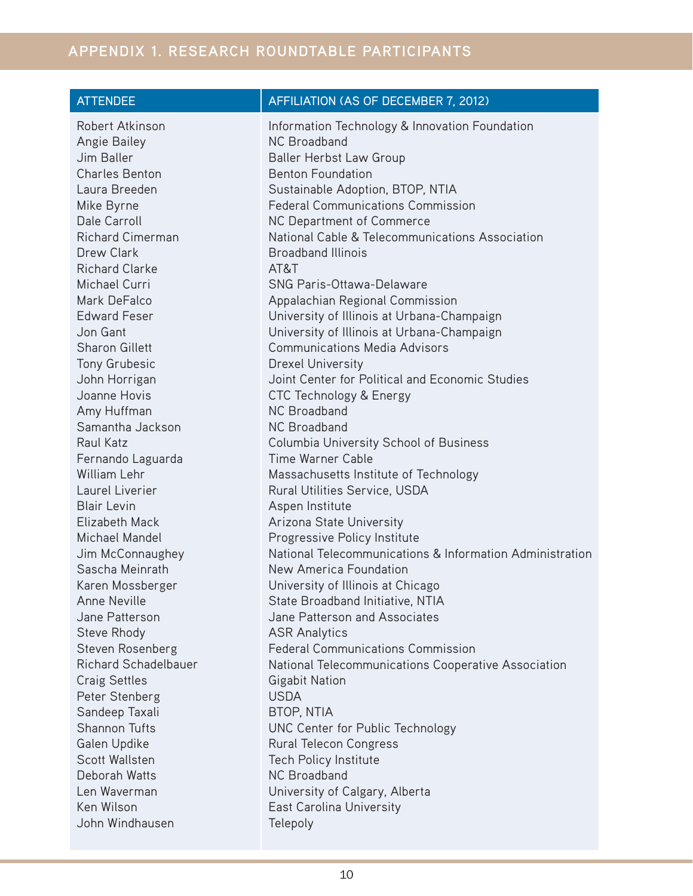## APPENDIX 1. RESEARCH ROUNDTABLE PARTICIPANTS

| ATTENDEE | AFFILIATION (AS OF DECEMBER 7, 2012) |
|---|---|
| Robert Atkinson | Information Technology & Innovation Foundation |
| Angie Bailey | NC Broadband |
| Jim Baller | Baller Herbst Law Group |
| Charles Benton | Benton Foundation |
| Laura Breeden | Sustainable Adoption, BTOP, NTIA |
| Mike Byrne | Federal Communications Commission |
| Dale Carroll | NC Department of Commerce |
| Richard Cimerman | National Cable & Telecommunications Association |
| Drew Clark | Broadband Illinois |
| Richard Clarke | AT&T |
| Michael Curri | SNG Paris-Ottawa-Delaware |
| Mark DeFalco | Appalachian Regional Commission |
| Edward Feser | University of Illinois at Urbana-Champaign |
| Jon Gant | University of Illinois at Urbana-Champaign |
| Sharon Gillett | Communications Media Advisors |
| Tony Grubesic | Drexel University |
| John Horrigan | Joint Center for Political and Economic Studies |
| Joanne Hovis | CTC Technology & Energy |
| Amy Huffman | NC Broadband |
| Samantha Jackson | NC Broadband |
| Raul Katz | Columbia University School of Business |
| Fernando Laguarda | Time Warner Cable |
| William Lehr | Massachusetts Institute of Technology |
| Laurel Liverier | Rural Utilities Service, USDA |
| Blair Levin | Aspen Institute |
| Elizabeth Mack | Arizona State University |
| Michael Mandel | Progressive Policy Institute |
| Jim McConnaughey | National Telecommunications & Information Administration |
| Sascha Meinrath | New America Foundation |
| Karen Mossberger | University of Illinois at Chicago |
| Anne Neville | State Broadband Initiative, NTIA |
| Jane Patterson | Jane Patterson and Associates |
| Steve Rhody | ASR Analytics |
| Steven Rosenberg | Federal Communications Commission |
| Richard Schadelbauer | National Telecommunications Cooperative Association |
| Craig Settles | Gigabit Nation |
| Peter Stenberg | USDA |
| Sandeep Taxali | BTOP, NTIA |
| Shannon Tufts | UNC Center for Public Technology |
| Galen Updike | Rural Telecon Congress |
| Scott Wallsten | Tech Policy Institute |
| Deborah Watts | NC Broadband |
| Len Waverman | University of Calgary, Alberta |
| Ken Wilson | East Carolina University |
| John Windhausen | Telepoly |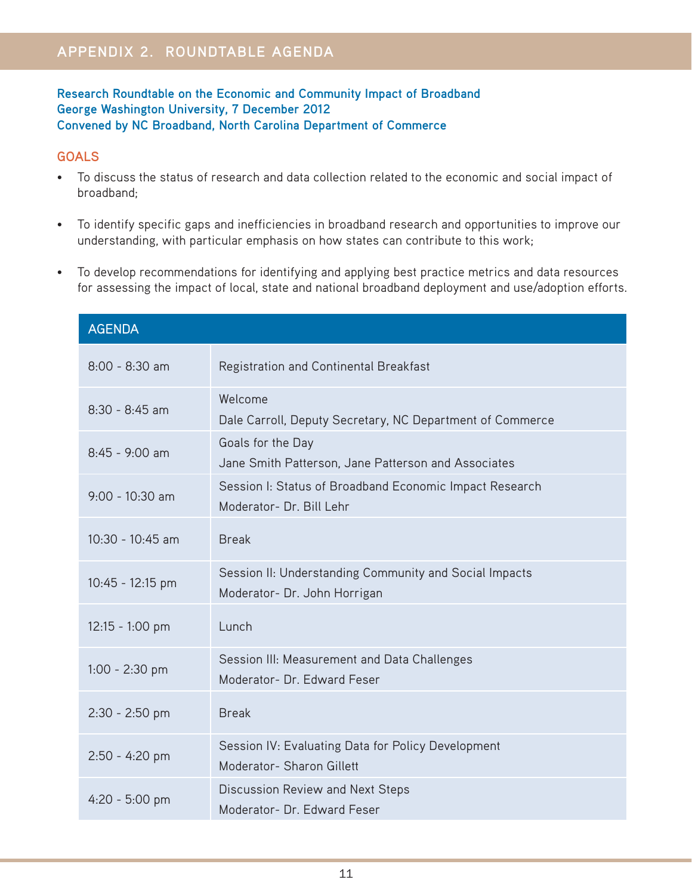# APPENDIX 2. ROUNDTABLE AGENDA

**Research Roundtable on the Economic and Community Impact of Broadband**
**George Washington University, 7 December 2012**
**Convened by NC Broadband, North Carolina Department of Commerce**

## GOALS

- To discuss the status of research and data collection related to the economic and social impact of broadband;
- To identify specific gaps and inefficiencies in broadband research and opportunities to improve our understanding, with particular emphasis on how states can contribute to this work;
- To develop recommendations for identifying and applying best practice metrics and data resources for assessing the impact of local, state and national broadband deployment and use/adoption efforts.

| AGENDA | |
|---|---|
| 8:00 - 8:30 am | Registration and Continental Breakfast |
| 8:30 - 8:45 am | Welcome<br>Dale Carroll, Deputy Secretary, NC Department of Commerce |
| 8:45 - 9:00 am | Goals for the Day<br>Jane Smith Patterson, Jane Patterson and Associates |
| 9:00 - 10:30 am | Session I: Status of Broadband Economic Impact Research<br>Moderator- Dr. Bill Lehr |
| 10:30 - 10:45 am | Break |
| 10:45 - 12:15 pm | Session II: Understanding Community and Social Impacts<br>Moderator- Dr. John Horrigan |
| 12:15 - 1:00 pm | Lunch |
| 1:00 - 2:30 pm | Session III: Measurement and Data Challenges<br>Moderator- Dr. Edward Feser |
| 2:30 - 2:50 pm | Break |
| 2:50 - 4:20 pm | Session IV: Evaluating Data for Policy Development<br>Moderator- Sharon Gillett |
| 4:20 - 5:00 pm | Discussion Review and Next Steps<br>Moderator- Dr. Edward Feser |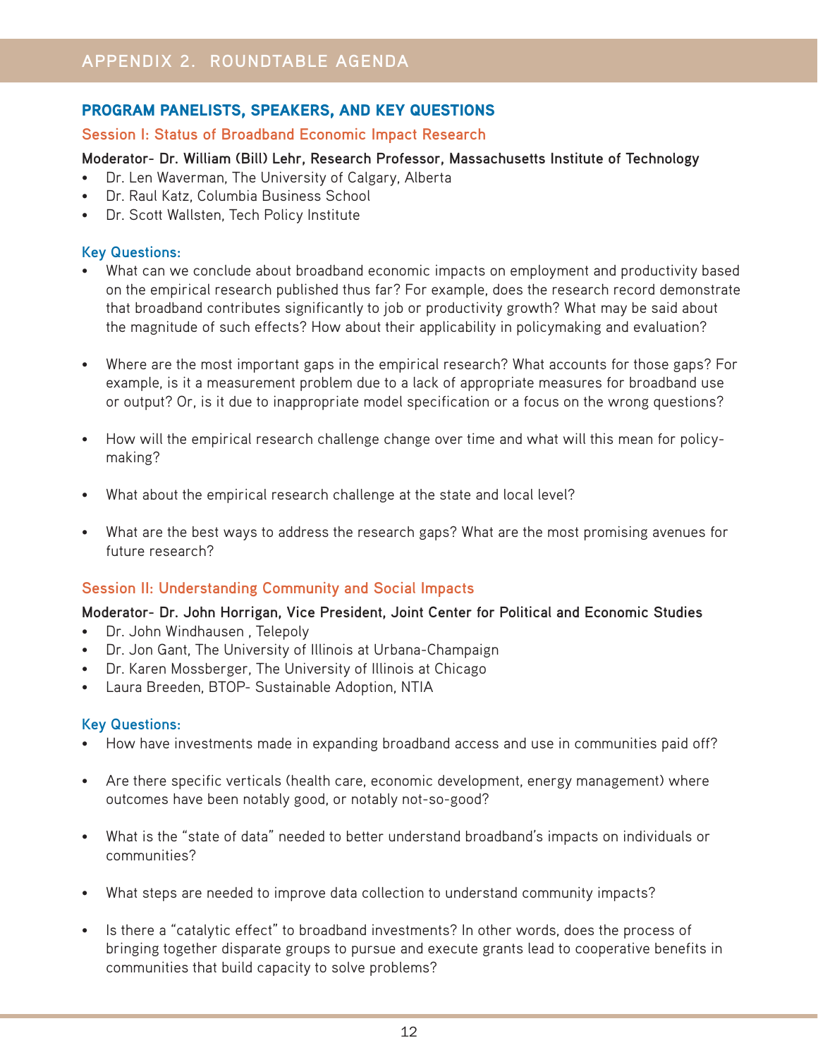# APPENDIX 2. ROUNDTABLE AGENDA

## PROGRAM PANELISTS, SPEAKERS, AND KEY QUESTIONS

### Session I: Status of Broadband Economic Impact Research

**Moderator- Dr. William (Bill) Lehr, Research Professor, Massachusetts Institute of Technology**

- Dr. Len Waverman, The University of Calgary, Alberta
- Dr. Raul Katz, Columbia Business School
- Dr. Scott Wallsten, Tech Policy Institute

**Key Questions:**

- What can we conclude about broadband economic impacts on employment and productivity based on the empirical research published thus far? For example, does the research record demonstrate that broadband contributes significantly to job or productivity growth? What may be said about the magnitude of such effects? How about their applicability in policymaking and evaluation?

- Where are the most important gaps in the empirical research? What accounts for those gaps? For example, is it a measurement problem due to a lack of appropriate measures for broadband use or output? Or, is it due to inappropriate model specification or a focus on the wrong questions?

- How will the empirical research challenge change over time and what will this mean for policy-making?

- What about the empirical research challenge at the state and local level?

- What are the best ways to address the research gaps? What are the most promising avenues for future research?

### Session II: Understanding Community and Social Impacts

**Moderator- Dr. John Horrigan, Vice President, Joint Center for Political and Economic Studies**

- Dr. John Windhausen , Telepoly
- Dr. Jon Gant, The University of Illinois at Urbana-Champaign
- Dr. Karen Mossberger, The University of Illinois at Chicago
- Laura Breeden, BTOP- Sustainable Adoption, NTIA

**Key Questions:**

- How have investments made in expanding broadband access and use in communities paid off?

- Are there specific verticals (health care, economic development, energy management) where outcomes have been notably good, or notably not-so-good?

- What is the "state of data" needed to better understand broadband's impacts on individuals or communities?

- What steps are needed to improve data collection to understand community impacts?

- Is there a "catalytic effect" to broadband investments? In other words, does the process of bringing together disparate groups to pursue and execute grants lead to cooperative benefits in communities that build capacity to solve problems?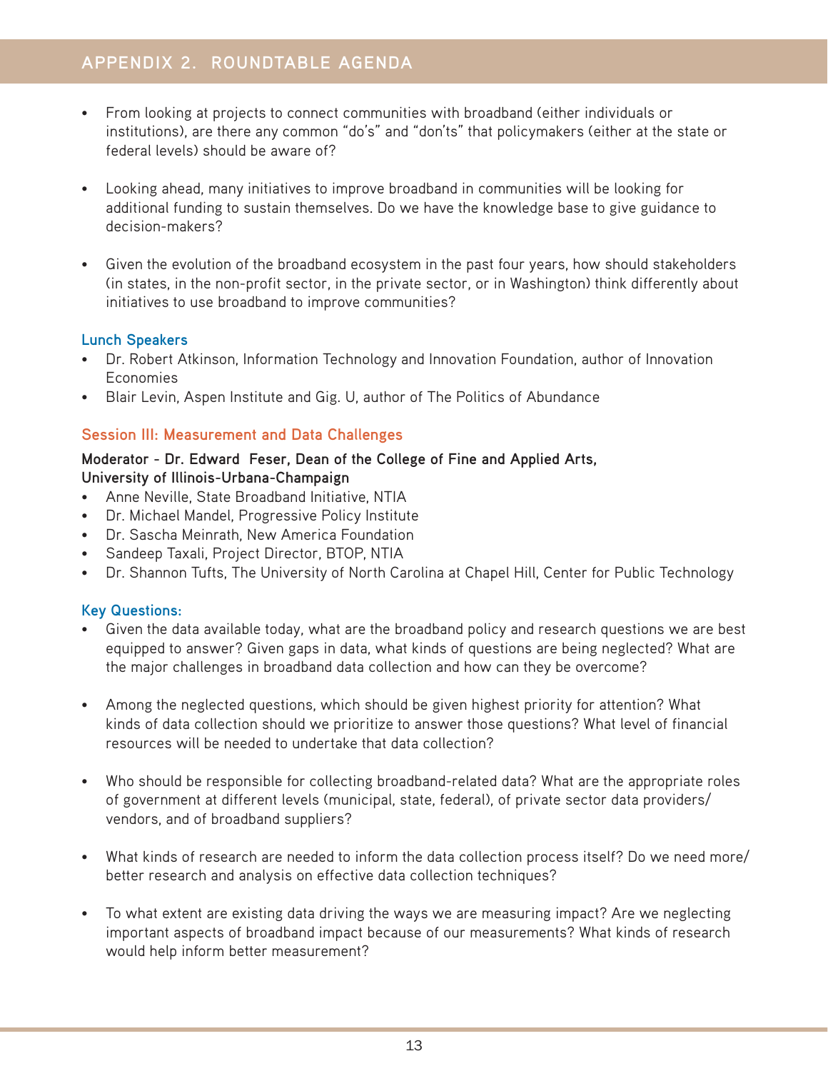# APPENDIX 2. ROUNDTABLE AGENDA

- From looking at projects to connect communities with broadband (either individuals or institutions), are there any common "do's" and "don'ts" that policymakers (either at the state or federal levels) should be aware of?

- Looking ahead, many initiatives to improve broadband in communities will be looking for additional funding to sustain themselves. Do we have the knowledge base to give guidance to decision-makers?

- Given the evolution of the broadband ecosystem in the past four years, how should stakeholders (in states, in the non-profit sector, in the private sector, or in Washington) think differently about initiatives to use broadband to improve communities?

### Lunch Speakers

- Dr. Robert Atkinson, Information Technology and Innovation Foundation, author of Innovation Economies
- Blair Levin, Aspen Institute and Gig. U, author of The Politics of Abundance

## Session III: Measurement and Data Challenges

**Moderator - Dr. Edward Feser, Dean of the College of Fine and Applied Arts, University of Illinois-Urbana-Champaign**

- Anne Neville, State Broadband Initiative, NTIA
- Dr. Michael Mandel, Progressive Policy Institute
- Dr. Sascha Meinrath, New America Foundation
- Sandeep Taxali, Project Director, BTOP, NTIA
- Dr. Shannon Tufts, The University of North Carolina at Chapel Hill, Center for Public Technology

### Key Questions:

- Given the data available today, what are the broadband policy and research questions we are best equipped to answer? Given gaps in data, what kinds of questions are being neglected? What are the major challenges in broadband data collection and how can they be overcome?

- Among the neglected questions, which should be given highest priority for attention? What kinds of data collection should we prioritize to answer those questions? What level of financial resources will be needed to undertake that data collection?

- Who should be responsible for collecting broadband-related data? What are the appropriate roles of government at different levels (municipal, state, federal), of private sector data providers/vendors, and of broadband suppliers?

- What kinds of research are needed to inform the data collection process itself? Do we need more/better research and analysis on effective data collection techniques?

- To what extent are existing data driving the ways we are measuring impact? Are we neglecting important aspects of broadband impact because of our measurements? What kinds of research would help inform better measurement?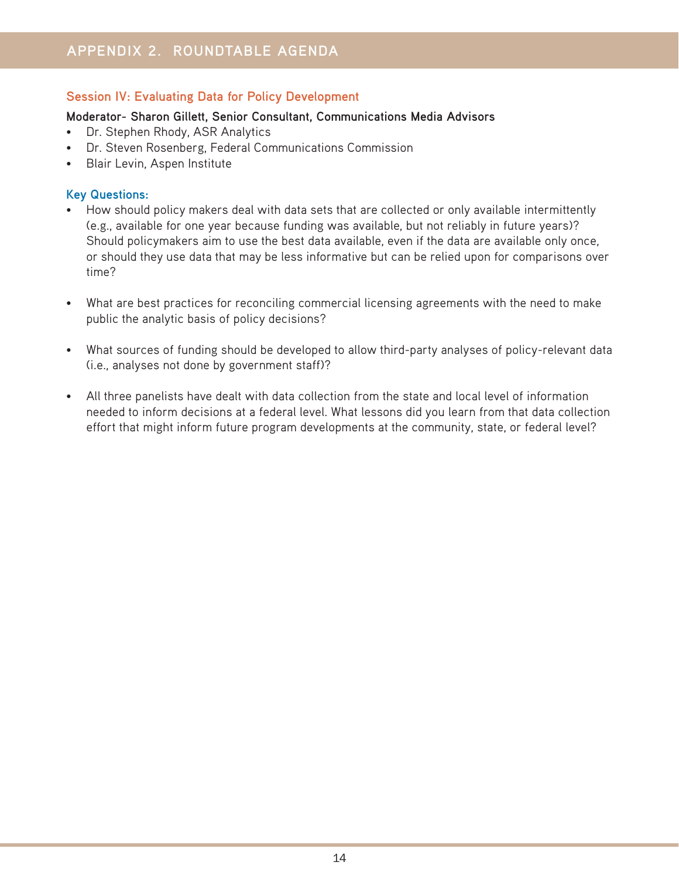## APPENDIX 2. ROUNDTABLE AGENDA

### Session IV: Evaluating Data for Policy Development

**Moderator- Sharon Gillett, Senior Consultant, Communications Media Advisors**

- Dr. Stephen Rhody, ASR Analytics
- Dr. Steven Rosenberg, Federal Communications Commission
- Blair Levin, Aspen Institute

**Key Questions:**

- How should policy makers deal with data sets that are collected or only available intermittently (e.g., available for one year because funding was available, but not reliably in future years)? Should policymakers aim to use the best data available, even if the data are available only once, or should they use data that may be less informative but can be relied upon for comparisons over time?

- What are best practices for reconciling commercial licensing agreements with the need to make public the analytic basis of policy decisions?

- What sources of funding should be developed to allow third-party analyses of policy-relevant data (i.e., analyses not done by government staff)?

- All three panelists have dealt with data collection from the state and local level of information needed to inform decisions at a federal level. What lessons did you learn from that data collection effort that might inform future program developments at the community, state, or federal level?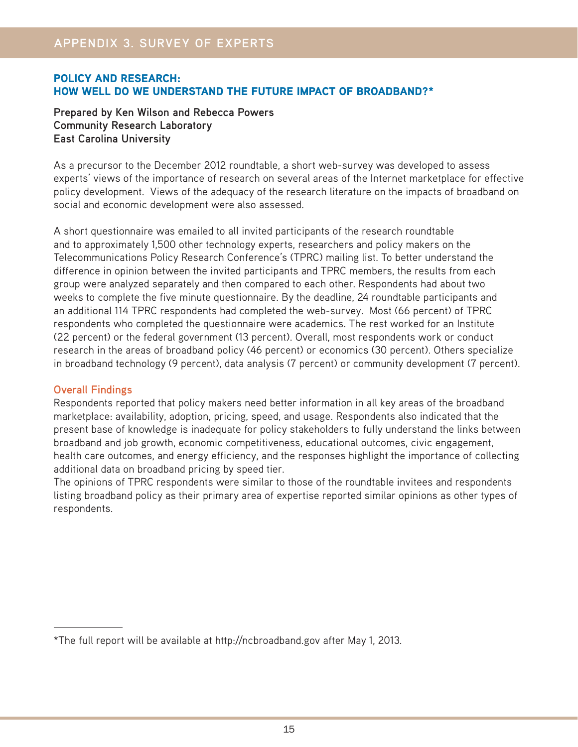# APPENDIX 3. SURVEY OF EXPERTS

## POLICY AND RESEARCH: HOW WELL DO WE UNDERSTAND THE FUTURE IMPACT OF BROADBAND?*

**Prepared by Ken Wilson and Rebecca Powers**
**Community Research Laboratory**
**East Carolina University**

As a precursor to the December 2012 roundtable, a short web-survey was developed to assess experts' views of the importance of research on several areas of the Internet marketplace for effective policy development. Views of the adequacy of the research literature on the impacts of broadband on social and economic development were also assessed.

A short questionnaire was emailed to all invited participants of the research roundtable and to approximately 1,500 other technology experts, researchers and policy makers on the Telecommunications Policy Research Conference's (TPRC) mailing list. To better understand the difference in opinion between the invited participants and TPRC members, the results from each group were analyzed separately and then compared to each other. Respondents had about two weeks to complete the five minute questionnaire. By the deadline, 24 roundtable participants and an additional 114 TPRC respondents had completed the web-survey. Most (66 percent) of TPRC respondents who completed the questionnaire were academics. The rest worked for an Institute (22 percent) or the federal government (13 percent). Overall, most respondents work or conduct research in the areas of broadband policy (46 percent) or economics (30 percent). Others specialize in broadband technology (9 percent), data analysis (7 percent) or community development (7 percent).

### Overall Findings

Respondents reported that policy makers need better information in all key areas of the broadband marketplace: availability, adoption, pricing, speed, and usage. Respondents also indicated that the present base of knowledge is inadequate for policy stakeholders to fully understand the links between broadband and job growth, economic competitiveness, educational outcomes, civic engagement, health care outcomes, and energy efficiency, and the responses highlight the importance of collecting additional data on broadband pricing by speed tier.

The opinions of TPRC respondents were similar to those of the roundtable invitees and respondents listing broadband policy as their primary area of expertise reported similar opinions as other types of respondents.

---

*The full report will be available at http://ncbroadband.gov after May 1, 2013.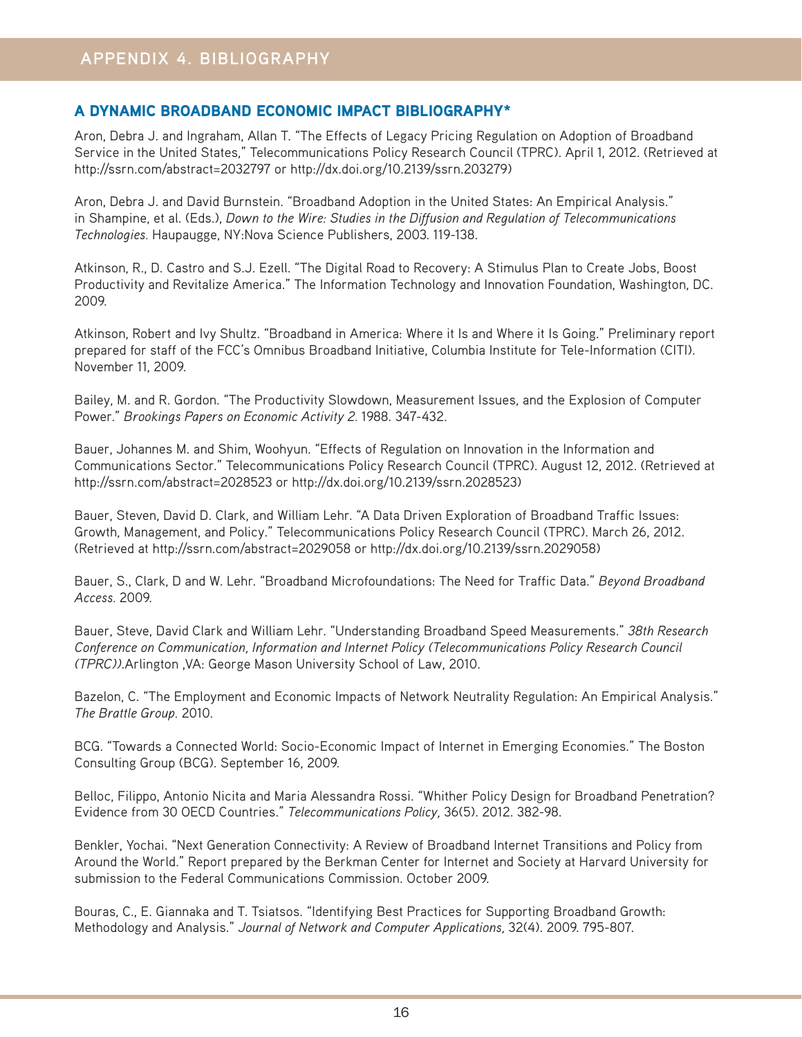# APPENDIX 4. BIBLIOGRAPHY

## A DYNAMIC BROADBAND ECONOMIC IMPACT BIBLIOGRAPHY*

Aron, Debra J. and Ingraham, Allan T. "The Effects of Legacy Pricing Regulation on Adoption of Broadband Service in the United States," Telecommunications Policy Research Council (TPRC). April 1, 2012. (Retrieved at http://ssrn.com/abstract=2032797 or http://dx.doi.org/10.2139/ssrn.203279)

Aron, Debra J. and David Burnstein. "Broadband Adoption in the United States: An Empirical Analysis." in Shampine, et al. (Eds.), *Down to the Wire: Studies in the Diffusion and Regulation of Telecommunications Technologies.* Haupaugge, NY:Nova Science Publishers, 2003. 119-138.

Atkinson, R., D. Castro and S.J. Ezell. "The Digital Road to Recovery: A Stimulus Plan to Create Jobs, Boost Productivity and Revitalize America." The Information Technology and Innovation Foundation, Washington, DC. 2009.

Atkinson, Robert and Ivy Shultz. "Broadband in America: Where it Is and Where it Is Going." Preliminary report prepared for staff of the FCC's Omnibus Broadband Initiative, Columbia Institute for Tele-Information (CITI). November 11, 2009.

Bailey, M. and R. Gordon. "The Productivity Slowdown, Measurement Issues, and the Explosion of Computer Power." *Brookings Papers on Economic Activity 2.* 1988. 347-432.

Bauer, Johannes M. and Shim, Woohyun. "Effects of Regulation on Innovation in the Information and Communications Sector." Telecommunications Policy Research Council (TPRC). August 12, 2012. (Retrieved at http://ssrn.com/abstract=2028523 or http://dx.doi.org/10.2139/ssrn.2028523)

Bauer, Steven, David D. Clark, and William Lehr. "A Data Driven Exploration of Broadband Traffic Issues: Growth, Management, and Policy." Telecommunications Policy Research Council (TPRC). March 26, 2012. (Retrieved at http://ssrn.com/abstract=2029058 or http://dx.doi.org/10.2139/ssrn.2029058)

Bauer, S., Clark, D and W. Lehr. "Broadband Microfoundations: The Need for Traffic Data." *Beyond Broadband Access.* 2009.

Bauer, Steve, David Clark and William Lehr. "Understanding Broadband Speed Measurements." *38th Research Conference on Communication, Information and Internet Policy (Telecommunications Policy Research Council (TPRC)).*Arlington ,VA: George Mason University School of Law, 2010.

Bazelon, C. "The Employment and Economic Impacts of Network Neutrality Regulation: An Empirical Analysis." *The Brattle Group.* 2010.

BCG. "Towards a Connected World: Socio-Economic Impact of Internet in Emerging Economies." The Boston Consulting Group (BCG). September 16, 2009.

Belloc, Filippo, Antonio Nicita and Maria Alessandra Rossi. "Whither Policy Design for Broadband Penetration? Evidence from 30 OECD Countries." *Telecommunications Policy,* 36(5). 2012. 382-98.

Benkler, Yochai. "Next Generation Connectivity: A Review of Broadband Internet Transitions and Policy from Around the World." Report prepared by the Berkman Center for Internet and Society at Harvard University for submission to the Federal Communications Commission. October 2009.

Bouras, C., E. Giannaka and T. Tsiatsos. "Identifying Best Practices for Supporting Broadband Growth: Methodology and Analysis." *Journal of Network and Computer Applications,* 32(4). 2009. 795-807.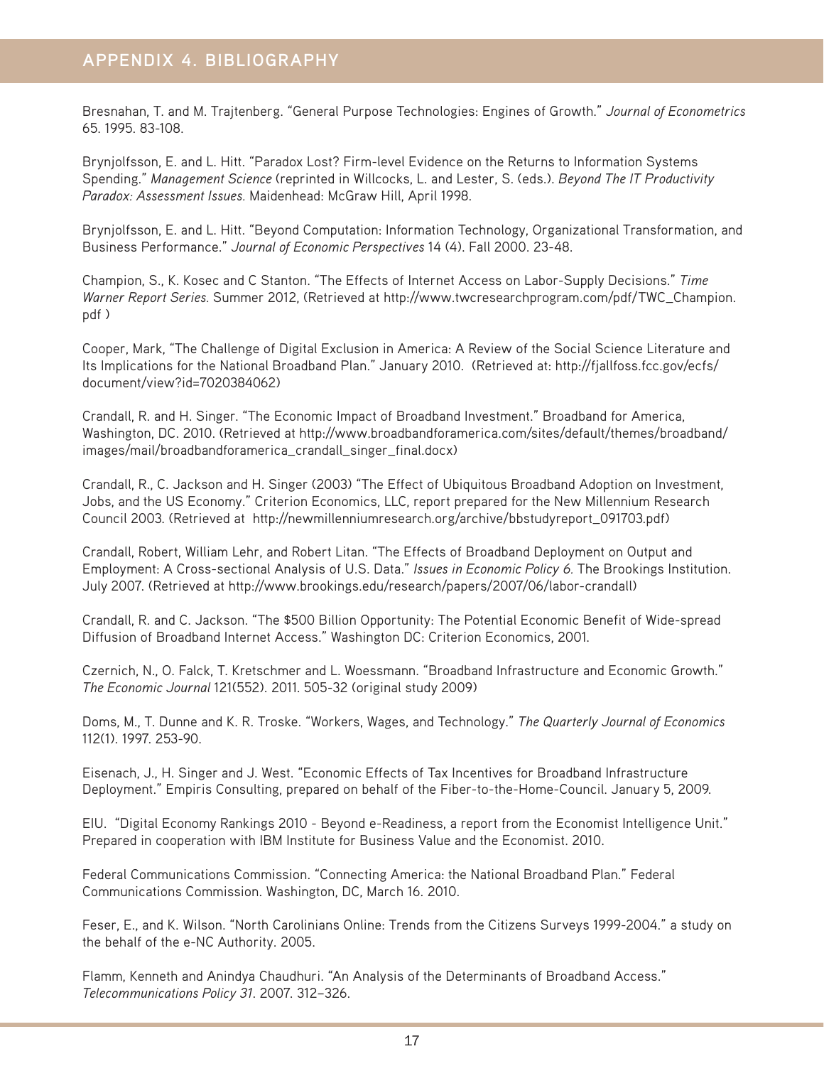## APPENDIX 4. BIBLIOGRAPHY

Bresnahan, T. and M. Trajtenberg. "General Purpose Technologies: Engines of Growth." *Journal of Econometrics* 65. 1995. 83-108.

Brynjolfsson, E. and L. Hitt. "Paradox Lost? Firm-level Evidence on the Returns to Information Systems Spending." *Management Science* (reprinted in Willcocks, L. and Lester, S. (eds.). *Beyond The IT Productivity Paradox: Assessment Issues.* Maidenhead: McGraw Hill, April 1998.

Brynjolfsson, E. and L. Hitt. "Beyond Computation: Information Technology, Organizational Transformation, and Business Performance." *Journal of Economic Perspectives* 14 (4). Fall 2000. 23-48.

Champion, S., K. Kosec and C Stanton. "The Effects of Internet Access on Labor-Supply Decisions." *Time Warner Report Series.* Summer 2012, (Retrieved at http://www.twcresearchprogram.com/pdf/TWC_Champion.pdf )

Cooper, Mark, "The Challenge of Digital Exclusion in America: A Review of the Social Science Literature and Its Implications for the National Broadband Plan." January 2010. (Retrieved at: http://fjallfoss.fcc.gov/ecfs/document/view?id=7020384062)

Crandall, R. and H. Singer. "The Economic Impact of Broadband Investment." Broadband for America, Washington, DC. 2010. (Retrieved at http://www.broadbandforamerica.com/sites/default/themes/broadband/images/mail/broadbandforamerica_crandall_singer_final.docx)

Crandall, R., C. Jackson and H. Singer (2003) "The Effect of Ubiquitous Broadband Adoption on Investment, Jobs, and the US Economy." Criterion Economics, LLC, report prepared for the New Millennium Research Council 2003. (Retrieved at http://newmillenniumresearch.org/archive/bbstudyreport_091703.pdf)

Crandall, Robert, William Lehr, and Robert Litan. "The Effects of Broadband Deployment on Output and Employment: A Cross-sectional Analysis of U.S. Data." *Issues in Economic Policy 6.* The Brookings Institution. July 2007. (Retrieved at http://www.brookings.edu/research/papers/2007/06/labor-crandall)

Crandall, R. and C. Jackson. "The $500 Billion Opportunity: The Potential Economic Benefit of Wide-spread Diffusion of Broadband Internet Access." Washington DC: Criterion Economics, 2001.

Czernich, N., O. Falck, T. Kretschmer and L. Woessmann. "Broadband Infrastructure and Economic Growth." *The Economic Journal* 121(552). 2011. 505-32 (original study 2009)

Doms, M., T. Dunne and K. R. Troske. "Workers, Wages, and Technology." *The Quarterly Journal of Economics* 112(1). 1997. 253-90.

Eisenach, J., H. Singer and J. West. "Economic Effects of Tax Incentives for Broadband Infrastructure Deployment." Empiris Consulting, prepared on behalf of the Fiber-to-the-Home-Council. January 5, 2009.

EIU. "Digital Economy Rankings 2010 - Beyond e-Readiness, a report from the Economist Intelligence Unit." Prepared in cooperation with IBM Institute for Business Value and the Economist. 2010.

Federal Communications Commission. "Connecting America: the National Broadband Plan." Federal Communications Commission. Washington, DC, March 16. 2010.

Feser, E., and K. Wilson. "North Carolinians Online: Trends from the Citizens Surveys 1999-2004." a study on the behalf of the e-NC Authority. 2005.

Flamm, Kenneth and Anindya Chaudhuri. "An Analysis of the Determinants of Broadband Access." *Telecommunications Policy 31*. 2007. 312–326.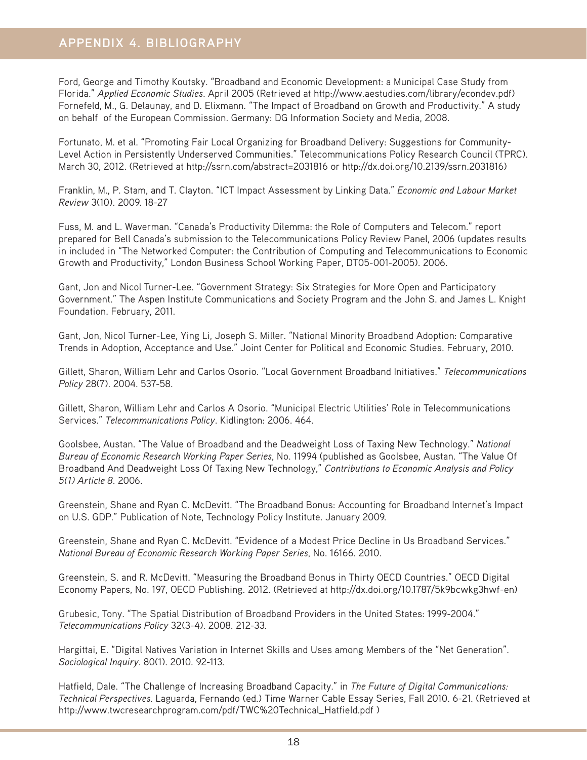## APPENDIX 4. BIBLIOGRAPHY

Ford, George and Timothy Koutsky. "Broadband and Economic Development: a Municipal Case Study from Florida." *Applied Economic Studies*. April 2005 (Retrieved at http://www.aestudies.com/library/econdev.pdf)
Fornefeld, M., G. Delaunay, and D. Elixmann. "The Impact of Broadband on Growth and Productivity." A study on behalf of the European Commission. Germany: DG Information Society and Media, 2008.

Fortunato, M. et al. "Promoting Fair Local Organizing for Broadband Delivery: Suggestions for Community-Level Action in Persistently Underserved Communities." Telecommunications Policy Research Council (TPRC). March 30, 2012. (Retrieved at http://ssrn.com/abstract=2031816 or http://dx.doi.org/10.2139/ssrn.2031816)

Franklin, M., P. Stam, and T. Clayton. "ICT Impact Assessment by Linking Data." *Economic and Labour Market Review* 3(10). 2009. 18-27

Fuss, M. and L. Waverman. "Canada's Productivity Dilemma: the Role of Computers and Telecom." report prepared for Bell Canada's submission to the Telecommunications Policy Review Panel, 2006 (updates results in included in "The Networked Computer: the Contribution of Computing and Telecommunications to Economic Growth and Productivity," London Business School Working Paper, DT05-001-2005). 2006.

Gant, Jon and Nicol Turner-Lee. "Government Strategy: Six Strategies for More Open and Participatory Government." The Aspen Institute Communications and Society Program and the John S. and James L. Knight Foundation. February, 2011.

Gant, Jon, Nicol Turner-Lee, Ying Li, Joseph S. Miller. "National Minority Broadband Adoption: Comparative Trends in Adoption, Acceptance and Use." Joint Center for Political and Economic Studies. February, 2010.

Gillett, Sharon, William Lehr and Carlos Osorio. "Local Government Broadband Initiatives." *Telecommunications Policy* 28(7). 2004. 537-58.

Gillett, Sharon, William Lehr and Carlos A Osorio. "Municipal Electric Utilities' Role in Telecommunications Services." *Telecommunications Policy*. Kidlington: 2006. 464.

Goolsbee, Austan. "The Value of Broadband and the Deadweight Loss of Taxing New Technology." *National Bureau of Economic Research Working Paper Series*, No. 11994 (published as Goolsbee, Austan. "The Value Of Broadband And Deadweight Loss Of Taxing New Technology," *Contributions to Economic Analysis and Policy 5(1) Article 8*. 2006.

Greenstein, Shane and Ryan C. McDevitt. "The Broadband Bonus: Accounting for Broadband Internet's Impact on U.S. GDP." Publication of Note, Technology Policy Institute. January 2009.

Greenstein, Shane and Ryan C. McDevitt. "Evidence of a Modest Price Decline in Us Broadband Services." *National Bureau of Economic Research Working Paper Series*, No. 16166. 2010.

Greenstein, S. and R. McDevitt. "Measuring the Broadband Bonus in Thirty OECD Countries." OECD Digital Economy Papers, No. 197, OECD Publishing. 2012. (Retrieved at http://dx.doi.org/10.1787/5k9bcwkg3hwf-en)

Grubesic, Tony. "The Spatial Distribution of Broadband Providers in the United States: 1999-2004." *Telecommunications Policy* 32(3-4). 2008. 212-33.

Hargittai, E. "Digital Natives Variation in Internet Skills and Uses among Members of the "Net Generation". *Sociological Inquiry*. 80(1). 2010. 92-113.

Hatfield, Dale. "The Challenge of Increasing Broadband Capacity." in *The Future of Digital Communications: Technical Perspectives*. Laguarda, Fernando (ed.) Time Warner Cable Essay Series, Fall 2010. 6-21. (Retrieved at http://www.twcresearchprogram.com/pdf/TWC%20Technical_Hatfield.pdf )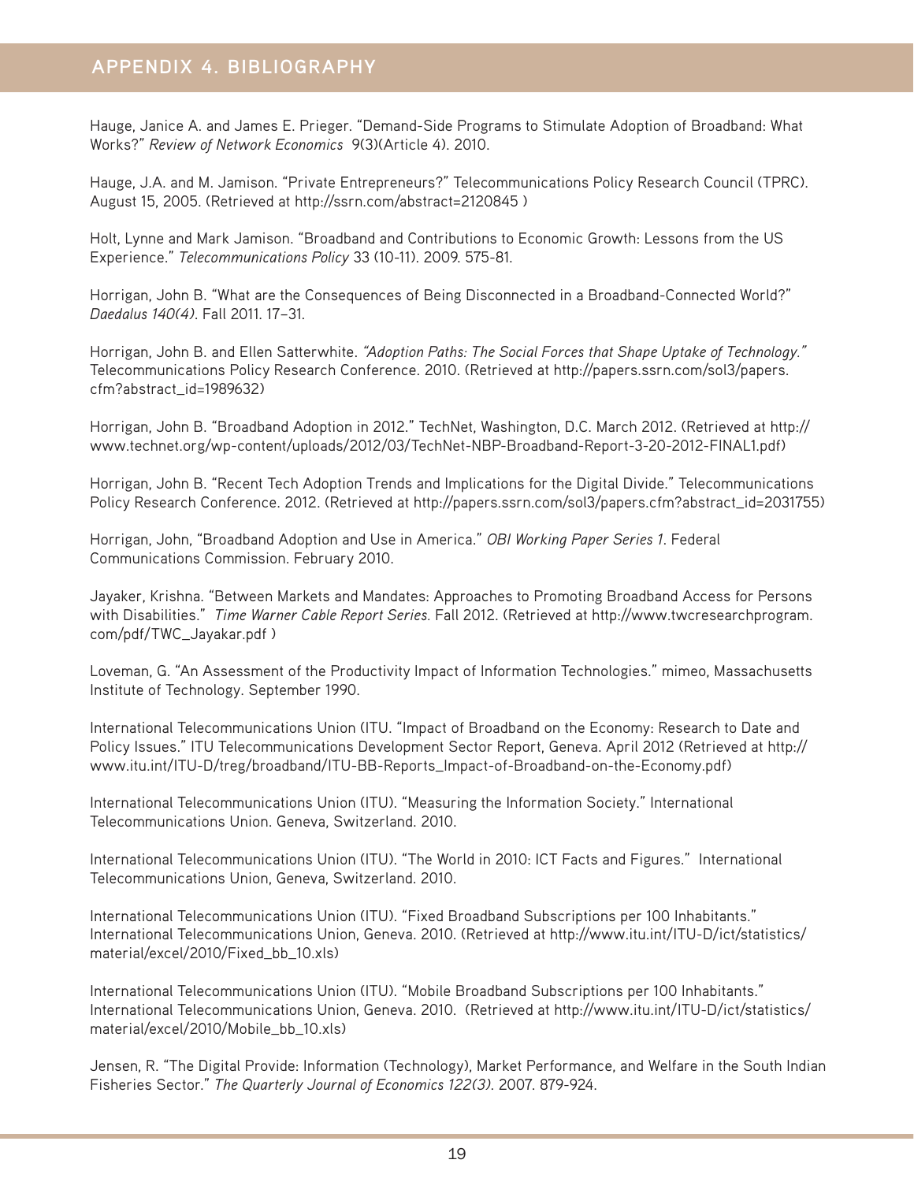# APPENDIX 4. BIBLIOGRAPHY

Hauge, Janice A. and James E. Prieger. "Demand-Side Programs to Stimulate Adoption of Broadband: What Works?" *Review of Network Economics* 9(3)(Article 4). 2010.

Hauge, J.A. and M. Jamison. "Private Entrepreneurs?" Telecommunications Policy Research Council (TPRC). August 15, 2005. (Retrieved at http://ssrn.com/abstract=2120845 )

Holt, Lynne and Mark Jamison. "Broadband and Contributions to Economic Growth: Lessons from the US Experience." *Telecommunications Policy* 33 (10-11). 2009. 575-81.

Horrigan, John B. "What are the Consequences of Being Disconnected in a Broadband-Connected World?" *Daedalus 140(4)*. Fall 2011. 17–31.

Horrigan, John B. and Ellen Satterwhite. *"Adoption Paths: The Social Forces that Shape Uptake of Technology."* Telecommunications Policy Research Conference. 2010. (Retrieved at http://papers.ssrn.com/sol3/papers.cfm?abstract_id=1989632)

Horrigan, John B. "Broadband Adoption in 2012." TechNet, Washington, D.C. March 2012. (Retrieved at http://www.technet.org/wp-content/uploads/2012/03/TechNet-NBP-Broadband-Report-3-20-2012-FINAL1.pdf)

Horrigan, John B. "Recent Tech Adoption Trends and Implications for the Digital Divide." Telecommunications Policy Research Conference. 2012. (Retrieved at http://papers.ssrn.com/sol3/papers.cfm?abstract_id=2031755)

Horrigan, John, "Broadband Adoption and Use in America." *OBI Working Paper Series 1*. Federal Communications Commission. February 2010.

Jayaker, Krishna. "Between Markets and Mandates: Approaches to Promoting Broadband Access for Persons with Disabilities." *Time Warner Cable Report Series.* Fall 2012. (Retrieved at http://www.twcresearchprogram.com/pdf/TWC_Jayakar.pdf )

Loveman, G. "An Assessment of the Productivity Impact of Information Technologies." mimeo, Massachusetts Institute of Technology. September 1990.

International Telecommunications Union (ITU. "Impact of Broadband on the Economy: Research to Date and Policy Issues." ITU Telecommunications Development Sector Report, Geneva. April 2012 (Retrieved at http://www.itu.int/ITU-D/treg/broadband/ITU-BB-Reports_Impact-of-Broadband-on-the-Economy.pdf)

International Telecommunications Union (ITU). "Measuring the Information Society." International Telecommunications Union. Geneva, Switzerland. 2010.

International Telecommunications Union (ITU). "The World in 2010: ICT Facts and Figures." International Telecommunications Union, Geneva, Switzerland. 2010.

International Telecommunications Union (ITU). "Fixed Broadband Subscriptions per 100 Inhabitants." International Telecommunications Union, Geneva. 2010. (Retrieved at http://www.itu.int/ITU-D/ict/statistics/material/excel/2010/Fixed_bb_10.xls)

International Telecommunications Union (ITU). "Mobile Broadband Subscriptions per 100 Inhabitants." International Telecommunications Union, Geneva. 2010. (Retrieved at http://www.itu.int/ITU-D/ict/statistics/material/excel/2010/Mobile_bb_10.xls)

Jensen, R. "The Digital Provide: Information (Technology), Market Performance, and Welfare in the South Indian Fisheries Sector." *The Quarterly Journal of Economics 122(3)*. 2007. 879-924.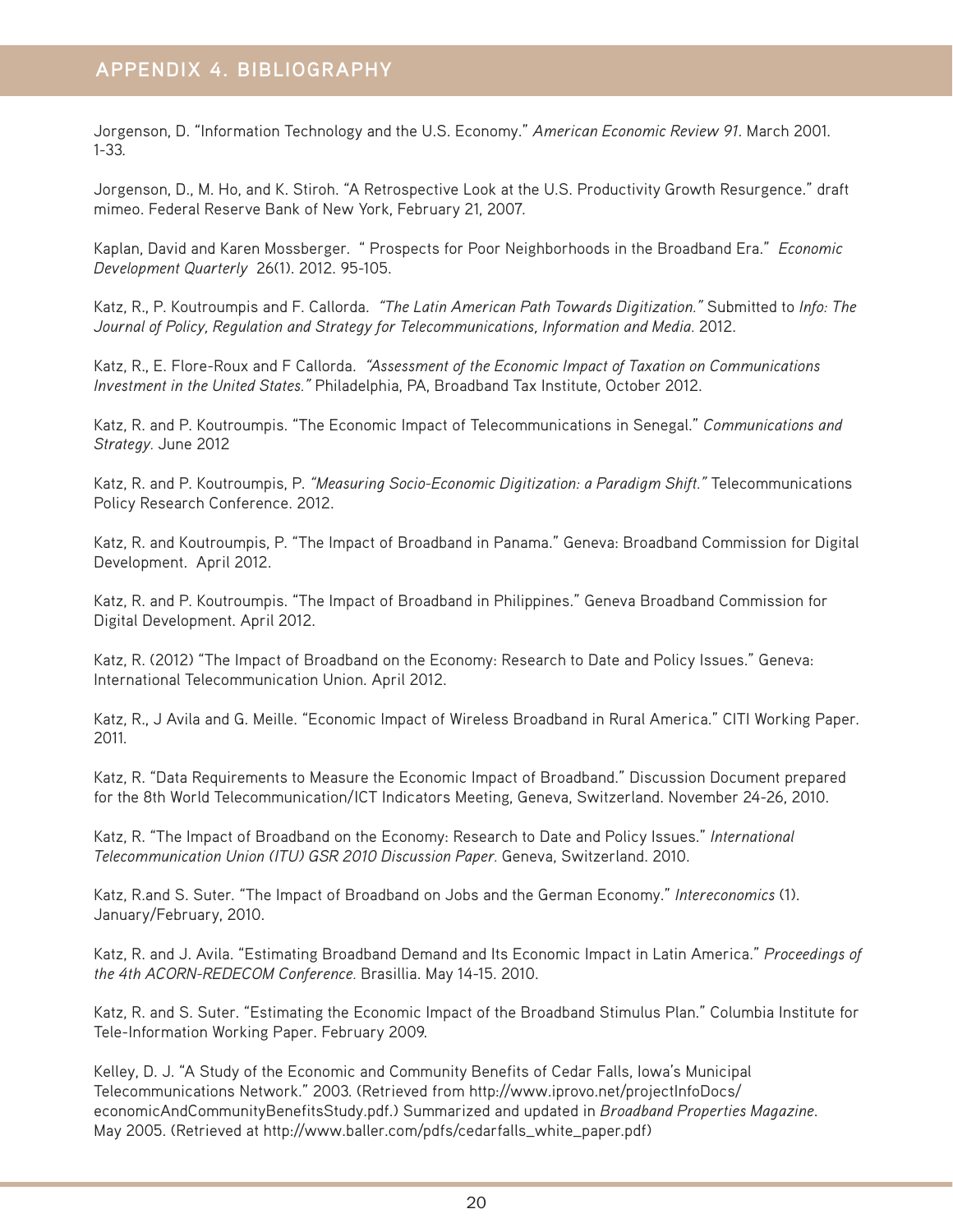## APPENDIX 4. BIBLIOGRAPHY

Jorgenson, D. "Information Technology and the U.S. Economy." *American Economic Review 91*. March 2001. 1-33.

Jorgenson, D., M. Ho, and K. Stiroh. "A Retrospective Look at the U.S. Productivity Growth Resurgence." draft mimeo. Federal Reserve Bank of New York, February 21, 2007.

Kaplan, David and Karen Mossberger. " Prospects for Poor Neighborhoods in the Broadband Era." *Economic Development Quarterly* 26(1). 2012. 95-105.

Katz, R., P. Koutroumpis and F. Callorda. *"The Latin American Path Towards Digitization."* Submitted to *Info: The Journal of Policy, Regulation and Strategy for Telecommunications, Information and Media.* 2012.

Katz, R., E. Flore-Roux and F Callorda. *"Assessment of the Economic Impact of Taxation on Communications Investment in the United States."* Philadelphia, PA, Broadband Tax Institute, October 2012.

Katz, R. and P. Koutroumpis. "The Economic Impact of Telecommunications in Senegal." *Communications and Strategy*. June 2012

Katz, R. and P. Koutroumpis, P. *"Measuring Socio-Economic Digitization: a Paradigm Shift."* Telecommunications Policy Research Conference. 2012.

Katz, R. and Koutroumpis, P. "The Impact of Broadband in Panama." Geneva: Broadband Commission for Digital Development. April 2012.

Katz, R. and P. Koutroumpis. "The Impact of Broadband in Philippines." Geneva Broadband Commission for Digital Development. April 2012.

Katz, R. (2012) "The Impact of Broadband on the Economy: Research to Date and Policy Issues." Geneva: International Telecommunication Union. April 2012.

Katz, R., J Avila and G. Meille. "Economic Impact of Wireless Broadband in Rural America." CITI Working Paper. 2011.

Katz, R. "Data Requirements to Measure the Economic Impact of Broadband." Discussion Document prepared for the 8th World Telecommunication/ICT Indicators Meeting, Geneva, Switzerland. November 24-26, 2010.

Katz, R. "The Impact of Broadband on the Economy: Research to Date and Policy Issues." *International Telecommunication Union (ITU) GSR 2010 Discussion Paper.* Geneva, Switzerland. 2010.

Katz, R.and S. Suter. "The Impact of Broadband on Jobs and the German Economy." *Intereconomics* (1). January/February, 2010.

Katz, R. and J. Avila. "Estimating Broadband Demand and Its Economic Impact in Latin America." *Proceedings of the 4th ACORN-REDECOM Conference.* Brasillia. May 14-15. 2010.

Katz, R. and S. Suter. "Estimating the Economic Impact of the Broadband Stimulus Plan." Columbia Institute for Tele-Information Working Paper. February 2009.

Kelley, D. J. "A Study of the Economic and Community Benefits of Cedar Falls, Iowa's Municipal Telecommunications Network." 2003. (Retrieved from http://www.iprovo.net/projectInfoDocs/economicAndCommunityBenefitsStudy.pdf.) Summarized and updated in *Broadband Properties Magazine*. May 2005. (Retrieved at http://www.baller.com/pdfs/cedarfalls_white_paper.pdf)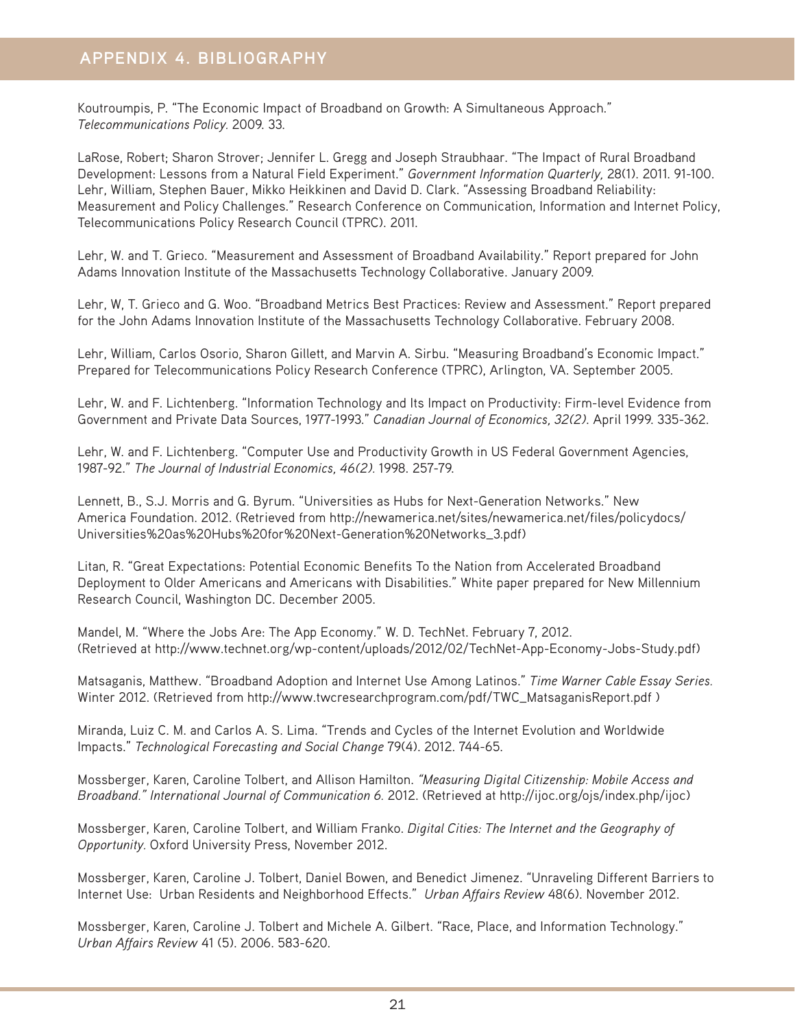## APPENDIX 4. BIBLIOGRAPHY

Koutroumpis, P. "The Economic Impact of Broadband on Growth: A Simultaneous Approach." *Telecommunications Policy.* 2009. 33.

LaRose, Robert; Sharon Strover; Jennifer L. Gregg and Joseph Straubhaar. "The Impact of Rural Broadband Development: Lessons from a Natural Field Experiment." *Government Information Quarterly,* 28(1). 2011. 91-100.
Lehr, William, Stephen Bauer, Mikko Heikkinen and David D. Clark. "Assessing Broadband Reliability: Measurement and Policy Challenges." Research Conference on Communication, Information and Internet Policy, Telecommunications Policy Research Council (TPRC). 2011.

Lehr, W. and T. Grieco. "Measurement and Assessment of Broadband Availability." Report prepared for John Adams Innovation Institute of the Massachusetts Technology Collaborative. January 2009.

Lehr, W, T. Grieco and G. Woo. "Broadband Metrics Best Practices: Review and Assessment." Report prepared for the John Adams Innovation Institute of the Massachusetts Technology Collaborative. February 2008.

Lehr, William, Carlos Osorio, Sharon Gillett, and Marvin A. Sirbu. "Measuring Broadband's Economic Impact." Prepared for Telecommunications Policy Research Conference (TPRC), Arlington, VA. September 2005.

Lehr, W. and F. Lichtenberg. "Information Technology and Its Impact on Productivity: Firm-level Evidence from Government and Private Data Sources, 1977-1993." *Canadian Journal of Economics, 32(2).* April 1999. 335-362.

Lehr, W. and F. Lichtenberg. "Computer Use and Productivity Growth in US Federal Government Agencies, 1987-92." *The Journal of Industrial Economics, 46(2).* 1998. 257-79.

Lennett, B., S.J. Morris and G. Byrum. "Universities as Hubs for Next-Generation Networks." New America Foundation. 2012. (Retrieved from http://newamerica.net/sites/newamerica.net/files/policydocs/Universities%20as%20Hubs%20for%20Next-Generation%20Networks_3.pdf)

Litan, R. "Great Expectations: Potential Economic Benefits To the Nation from Accelerated Broadband Deployment to Older Americans and Americans with Disabilities." White paper prepared for New Millennium Research Council, Washington DC. December 2005.

Mandel, M. "Where the Jobs Are: The App Economy." W. D. TechNet. February 7, 2012. (Retrieved at http://www.technet.org/wp-content/uploads/2012/02/TechNet-App-Economy-Jobs-Study.pdf)

Matsaganis, Matthew. "Broadband Adoption and Internet Use Among Latinos." *Time Warner Cable Essay Series.* Winter 2012. (Retrieved from http://www.twcresearchprogram.com/pdf/TWC_MatsaganisReport.pdf )

Miranda, Luiz C. M. and Carlos A. S. Lima. "Trends and Cycles of the Internet Evolution and Worldwide Impacts." *Technological Forecasting and Social Change* 79(4). 2012. 744-65.

Mossberger, Karen, Caroline Tolbert, and Allison Hamilton. *"Measuring Digital Citizenship: Mobile Access and Broadband." International Journal of Communication 6.* 2012. (Retrieved at http://ijoc.org/ojs/index.php/ijoc)

Mossberger, Karen, Caroline Tolbert, and William Franko. *Digital Cities: The Internet and the Geography of Opportunity.* Oxford University Press, November 2012.

Mossberger, Karen, Caroline J. Tolbert, Daniel Bowen, and Benedict Jimenez. "Unraveling Different Barriers to Internet Use: Urban Residents and Neighborhood Effects." *Urban Affairs Review* 48(6). November 2012.

Mossberger, Karen, Caroline J. Tolbert and Michele A. Gilbert. "Race, Place, and Information Technology." *Urban Affairs Review* 41 (5). 2006. 583-620.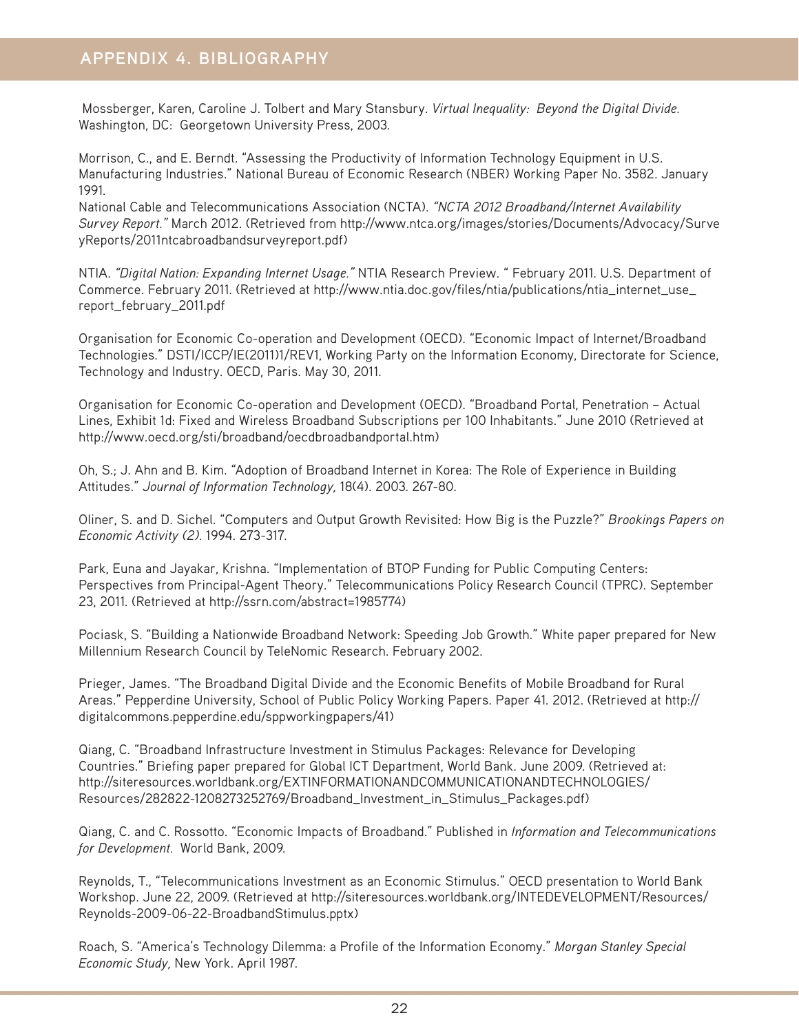## APPENDIX 4. BIBLIOGRAPHY

Mossberger, Karen, Caroline J. Tolbert and Mary Stansbury. *Virtual Inequality: Beyond the Digital Divide.* Washington, DC: Georgetown University Press, 2003.

Morrison, C., and E. Berndt. "Assessing the Productivity of Information Technology Equipment in U.S. Manufacturing Industries." National Bureau of Economic Research (NBER) Working Paper No. 3582. January 1991.

National Cable and Telecommunications Association (NCTA). *"NCTA 2012 Broadband/Internet Availability Survey Report."* March 2012. (Retrieved from http://www.ntca.org/images/stories/Documents/Advocacy/SurveyReports/2011ntcabroadbandsurveyreport.pdf)

NTIA. *"Digital Nation: Expanding Internet Usage."* NTIA Research Preview. " February 2011. U.S. Department of Commerce. February 2011. (Retrieved at http://www.ntia.doc.gov/files/ntia/publications/ntia_internet_use_report_february_2011.pdf

Organisation for Economic Co-operation and Development (OECD). "Economic Impact of Internet/Broadband Technologies." DSTI/ICCP/IE(2011)1/REV1, Working Party on the Information Economy, Directorate for Science, Technology and Industry. OECD, Paris. May 30, 2011.

Organisation for Economic Co-operation and Development (OECD). "Broadband Portal, Penetration – Actual Lines, Exhibit 1d: Fixed and Wireless Broadband Subscriptions per 100 Inhabitants." June 2010 (Retrieved at http://www.oecd.org/sti/broadband/oecdbroadbandportal.htm)

Oh, S.; J. Ahn and B. Kim. "Adoption of Broadband Internet in Korea: The Role of Experience in Building Attitudes." *Journal of Information Technology,* 18(4). 2003. 267-80.

Oliner, S. and D. Sichel. "Computers and Output Growth Revisited: How Big is the Puzzle?" *Brookings Papers on Economic Activity (2).* 1994. 273-317.

Park, Euna and Jayakar, Krishna. "Implementation of BTOP Funding for Public Computing Centers: Perspectives from Principal-Agent Theory." Telecommunications Policy Research Council (TPRC). September 23, 2011. (Retrieved at http://ssrn.com/abstract=1985774)

Pociask, S. "Building a Nationwide Broadband Network: Speeding Job Growth." White paper prepared for New Millennium Research Council by TeleNomic Research. February 2002.

Prieger, James. "The Broadband Digital Divide and the Economic Benefits of Mobile Broadband for Rural Areas." Pepperdine University, School of Public Policy Working Papers. Paper 41. 2012. (Retrieved at http://digitalcommons.pepperdine.edu/sppworkingpapers/41)

Qiang, C. "Broadband Infrastructure Investment in Stimulus Packages: Relevance for Developing Countries." Briefing paper prepared for Global ICT Department, World Bank. June 2009. (Retrieved at: http://siteresources.worldbank.org/EXTINFORMATIONANDCOMMUNICATIONANDTECHNOLOGIES/Resources/282822-1208273252769/Broadband_Investment_in_Stimulus_Packages.pdf)

Qiang, C. and C. Rossotto. "Economic Impacts of Broadband." Published in *Information and Telecommunications for Development.* World Bank, 2009.

Reynolds, T., "Telecommunications Investment as an Economic Stimulus." OECD presentation to World Bank Workshop. June 22, 2009. (Retrieved at http://siteresources.worldbank.org/INTEDEVELOPMENT/Resources/Reynolds-2009-06-22-BroadbandStimulus.pptx)

Roach, S. "America's Technology Dilemma: a Profile of the Information Economy." *Morgan Stanley Special Economic Study,* New York. April 1987.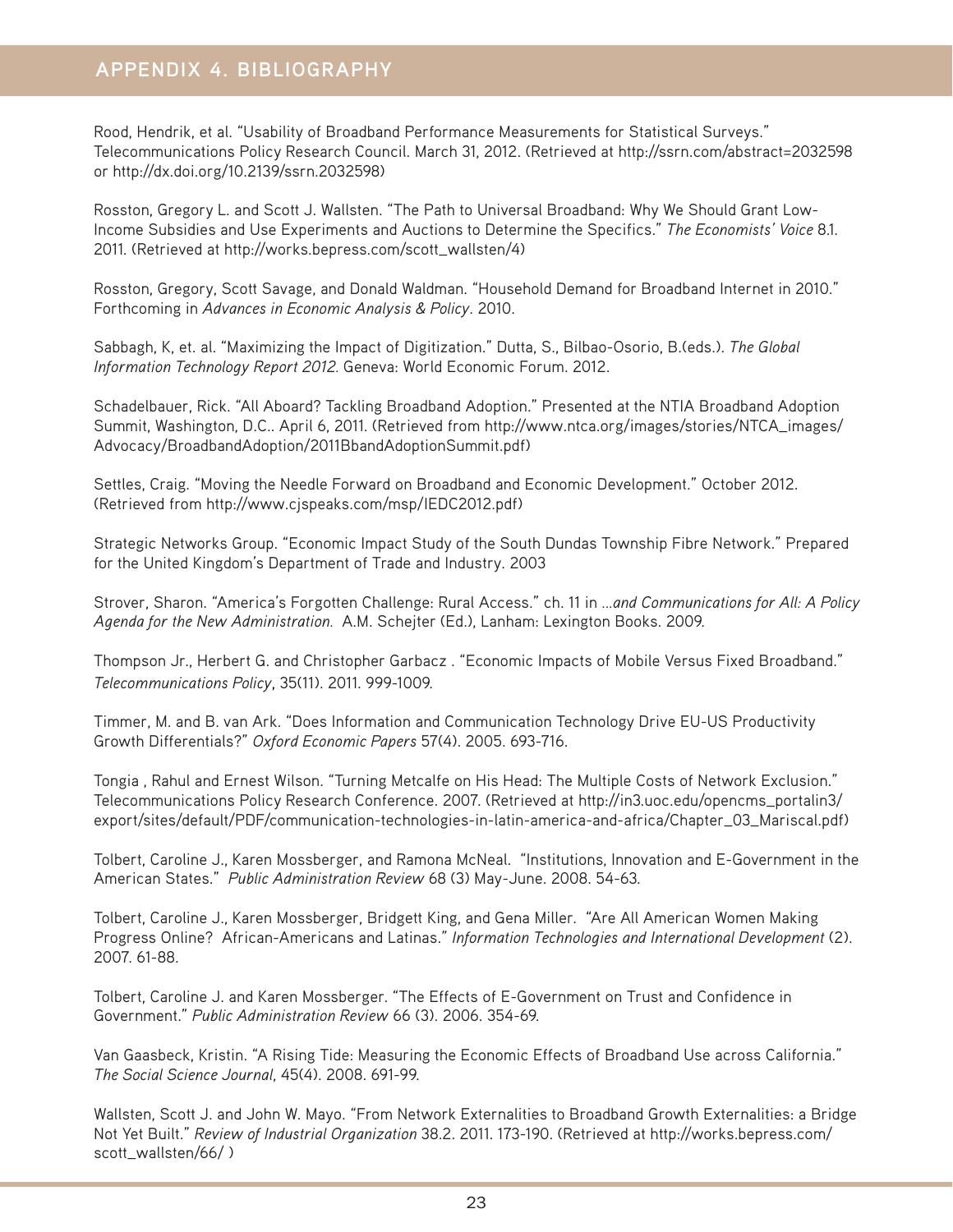## APPENDIX 4. BIBLIOGRAPHY

Rood, Hendrik, et al. "Usability of Broadband Performance Measurements for Statistical Surveys." Telecommunications Policy Research Council. March 31, 2012. (Retrieved at http://ssrn.com/abstract=2032598 or http://dx.doi.org/10.2139/ssrn.2032598)

Rosston, Gregory L. and Scott J. Wallsten. "The Path to Universal Broadband: Why We Should Grant Low-Income Subsidies and Use Experiments and Auctions to Determine the Specifics." *The Economists' Voice* 8.1. 2011. (Retrieved at http://works.bepress.com/scott_wallsten/4)

Rosston, Gregory, Scott Savage, and Donald Waldman. "Household Demand for Broadband Internet in 2010." Forthcoming in *Advances in Economic Analysis & Policy*. 2010.

Sabbagh, K, et. al. "Maximizing the Impact of Digitization." Dutta, S., Bilbao-Osorio, B.(eds.). *The Global Information Technology Report 2012*. Geneva: World Economic Forum. 2012.

Schadelbauer, Rick. "All Aboard? Tackling Broadband Adoption." Presented at the NTIA Broadband Adoption Summit, Washington, D.C.. April 6, 2011. (Retrieved from http://www.ntca.org/images/stories/NTCA_images/Advocacy/BroadbandAdoption/2011BbandAdoptionSummit.pdf)

Settles, Craig. "Moving the Needle Forward on Broadband and Economic Development." October 2012. (Retrieved from http://www.cjspeaks.com/msp/IEDC2012.pdf)

Strategic Networks Group. "Economic Impact Study of the South Dundas Township Fibre Network." Prepared for the United Kingdom's Department of Trade and Industry. 2003

Strover, Sharon. "America's Forgotten Challenge: Rural Access." ch. 11 in *...and Communications for All: A Policy Agenda for the New Administration*. A.M. Schejter (Ed.), Lanham: Lexington Books. 2009.

Thompson Jr., Herbert G. and Christopher Garbacz . "Economic Impacts of Mobile Versus Fixed Broadband." *Telecommunications Policy*, 35(11). 2011. 999-1009.

Timmer, M. and B. van Ark. "Does Information and Communication Technology Drive EU-US Productivity Growth Differentials?" *Oxford Economic Papers* 57(4). 2005. 693-716.

Tongia , Rahul and Ernest Wilson. "Turning Metcalfe on His Head: The Multiple Costs of Network Exclusion." Telecommunications Policy Research Conference. 2007. (Retrieved at http://in3.uoc.edu/opencms_portalin3/export/sites/default/PDF/communication-technologies-in-latin-america-and-africa/Chapter_03_Mariscal.pdf)

Tolbert, Caroline J., Karen Mossberger, and Ramona McNeal. "Institutions, Innovation and E-Government in the American States." *Public Administration Review* 68 (3) May-June. 2008. 54-63.

Tolbert, Caroline J., Karen Mossberger, Bridgett King, and Gena Miller. "Are All American Women Making Progress Online? African-Americans and Latinas." *Information Technologies and International Development* (2). 2007. 61-88.

Tolbert, Caroline J. and Karen Mossberger. "The Effects of E-Government on Trust and Confidence in Government." *Public Administration Review* 66 (3). 2006. 354-69.

Van Gaasbeck, Kristin. "A Rising Tide: Measuring the Economic Effects of Broadband Use across California." *The Social Science Journal*, 45(4). 2008. 691-99.

Wallsten, Scott J. and John W. Mayo. "From Network Externalities to Broadband Growth Externalities: a Bridge Not Yet Built." *Review of Industrial Organization* 38.2. 2011. 173-190. (Retrieved at http://works.bepress.com/scott_wallsten/66/ )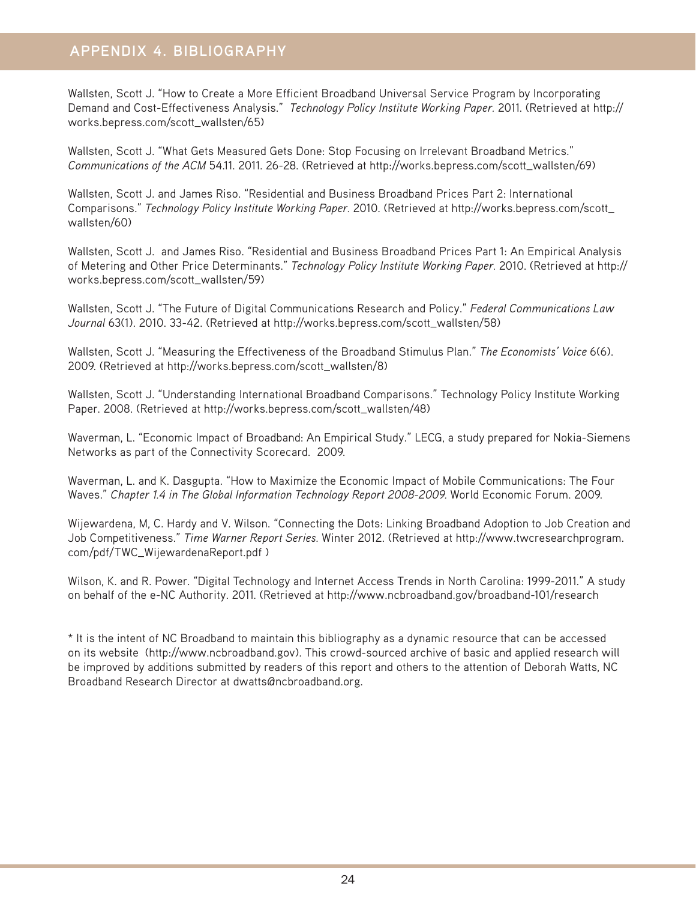## APPENDIX 4. BIBLIOGRAPHY

Wallsten, Scott J. "How to Create a More Efficient Broadband Universal Service Program by Incorporating Demand and Cost-Effectiveness Analysis." *Technology Policy Institute Working Paper*. 2011. (Retrieved at http://works.bepress.com/scott_wallsten/65)

Wallsten, Scott J. "What Gets Measured Gets Done: Stop Focusing on Irrelevant Broadband Metrics." *Communications of the ACM* 54.11. 2011. 26-28. (Retrieved at http://works.bepress.com/scott_wallsten/69)

Wallsten, Scott J. and James Riso. "Residential and Business Broadband Prices Part 2: International Comparisons." *Technology Policy Institute Working Paper*. 2010. (Retrieved at http://works.bepress.com/scott_wallsten/60)

Wallsten, Scott J. and James Riso. "Residential and Business Broadband Prices Part 1: An Empirical Analysis of Metering and Other Price Determinants." *Technology Policy Institute Working Paper*. 2010. (Retrieved at http://works.bepress.com/scott_wallsten/59)

Wallsten, Scott J. "The Future of Digital Communications Research and Policy." *Federal Communications Law Journal* 63(1). 2010. 33-42. (Retrieved at http://works.bepress.com/scott_wallsten/58)

Wallsten, Scott J. "Measuring the Effectiveness of the Broadband Stimulus Plan." *The Economists' Voice* 6(6). 2009. (Retrieved at http://works.bepress.com/scott_wallsten/8)

Wallsten, Scott J. "Understanding International Broadband Comparisons." Technology Policy Institute Working Paper. 2008. (Retrieved at http://works.bepress.com/scott_wallsten/48)

Waverman, L. "Economic Impact of Broadband: An Empirical Study." LECG, a study prepared for Nokia-Siemens Networks as part of the Connectivity Scorecard. 2009.

Waverman, L. and K. Dasgupta. "How to Maximize the Economic Impact of Mobile Communications: The Four Waves." *Chapter 1.4 in The Global Information Technology Report 2008-2009*. World Economic Forum. 2009.

Wijewardena, M, C. Hardy and V. Wilson. "Connecting the Dots: Linking Broadband Adoption to Job Creation and Job Competitiveness." *Time Warner Report Series*. Winter 2012. (Retrieved at http://www.twcresearchprogram.com/pdf/TWC_WijewardenaReport.pdf )

Wilson, K. and R. Power. "Digital Technology and Internet Access Trends in North Carolina: 1999-2011." A study on behalf of the e-NC Authority. 2011. (Retrieved at http://www.ncbroadband.gov/broadband-101/research

* It is the intent of NC Broadband to maintain this bibliography as a dynamic resource that can be accessed on its website (http://www.ncbroadband.gov). This crowd-sourced archive of basic and applied research will be improved by additions submitted by readers of this report and others to the attention of Deborah Watts, NC Broadband Research Director at dwatts@ncbroadband.org.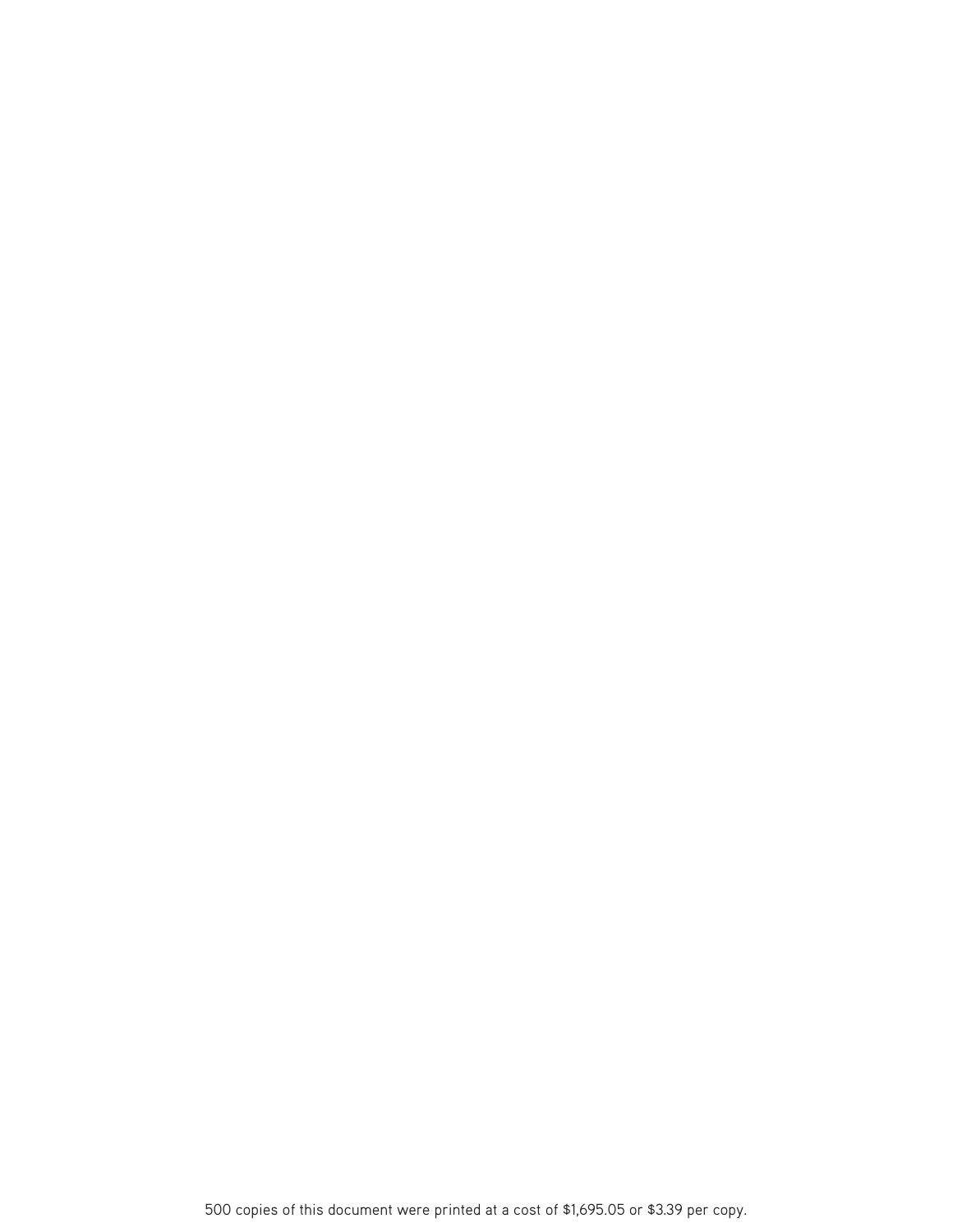500 copies of this document were printed at a cost of $1,695.05 or $3.39 per copy.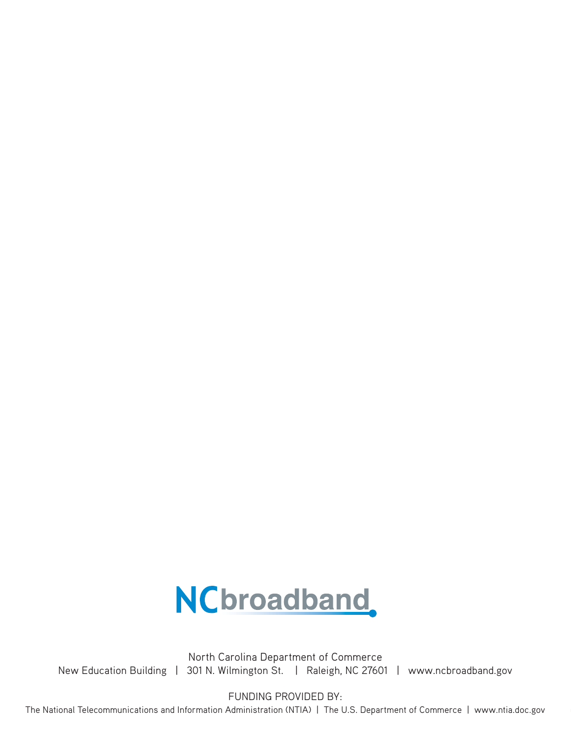NCbroadband

North Carolina Department of Commerce
New Education Building | 301 N. Wilmington St. | Raleigh, NC 27601 | www.ncbroadband.gov

FUNDING PROVIDED BY:
The National Telecommunications and Information Administration (NTIA) | The U.S. Department of Commerce | www.ntia.doc.gov